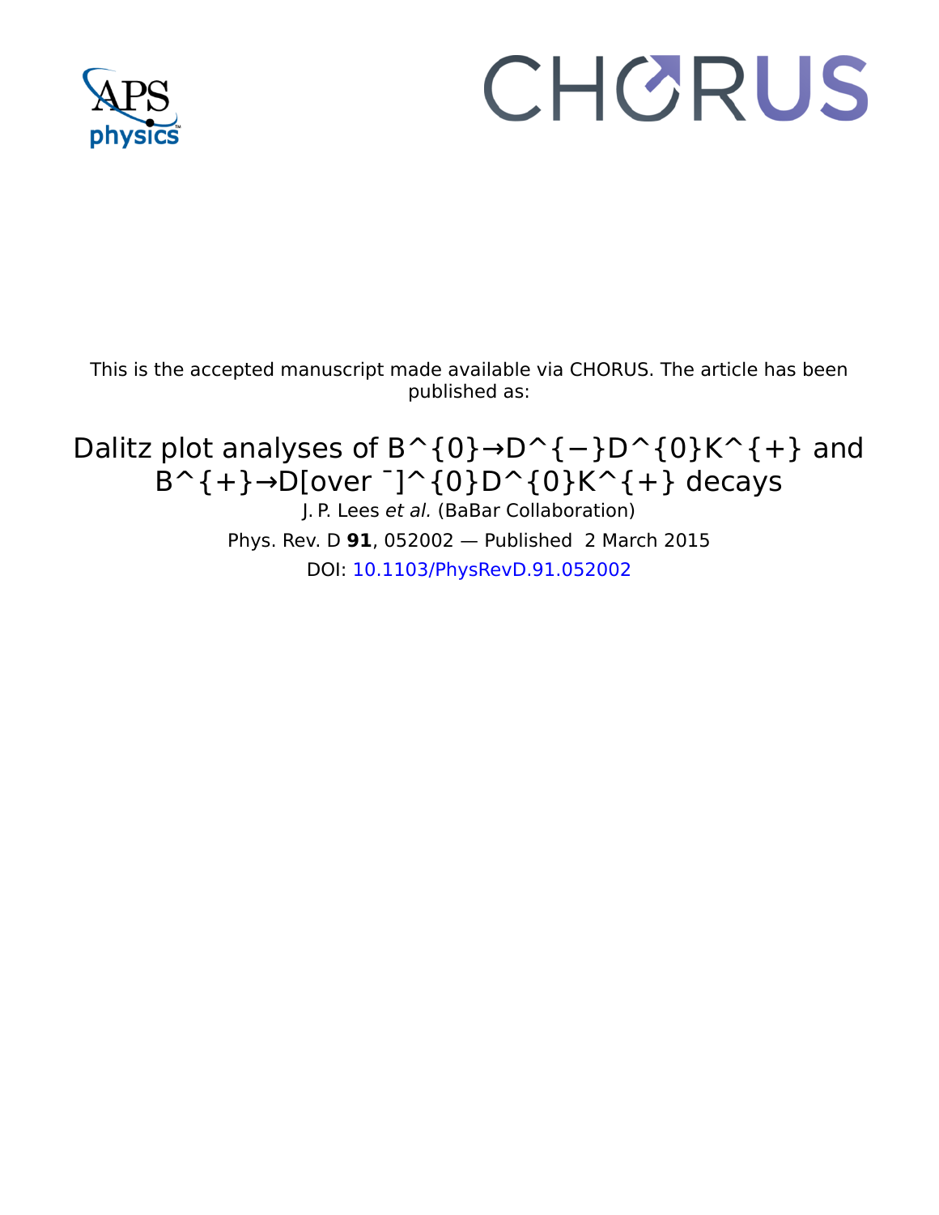This is the accepted manuscript made available via CHORUS. The article has been published as:

# Dalitz plot analyses of B^{0}→D^{−}D^{0}K^{+} and B^{+}→D[over ¯]^{0}D^{0}K^{+} decays

J. P. Lees *et al.* (BaBar Collaboration)

Phys. Rev. D **91**, 052002 — Published 2 March 2015

DOI: 10.1103/PhysRevD.91.052002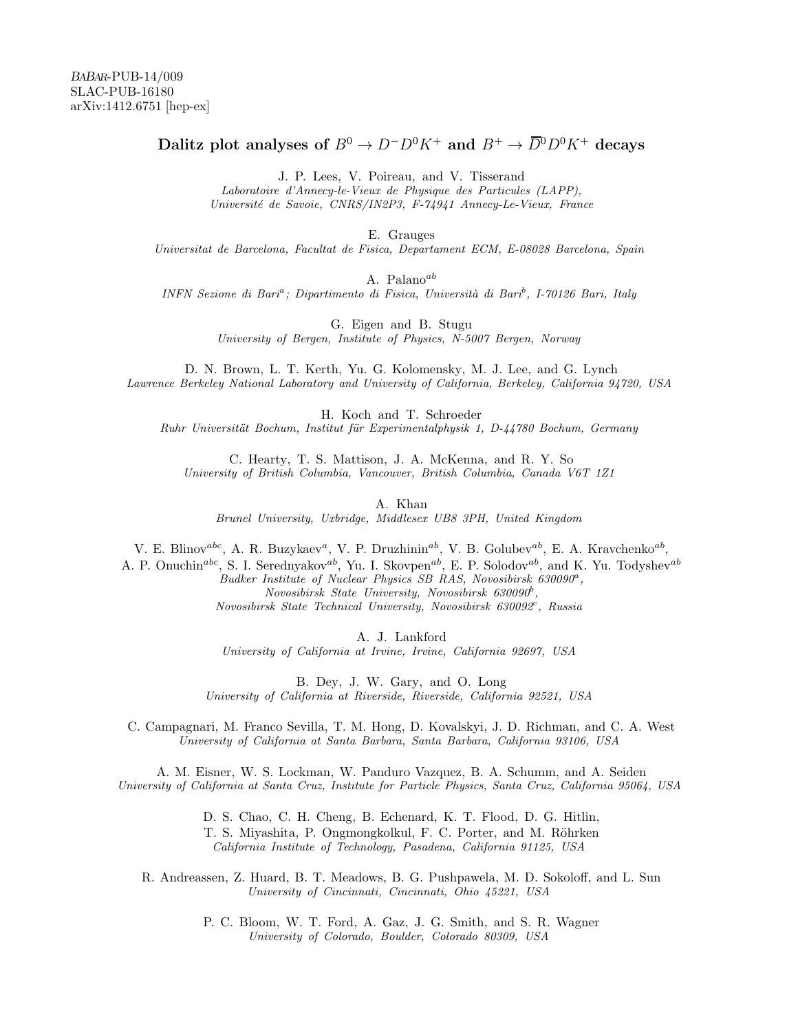BaBar-PUB-14/009
SLAC-PUB-16180
arXiv:1412.6751 [hep-ex]

# Dalitz plot analyses of $B^0 \to D^- D^0 K^+$ and $B^+ \to \overline{D}^0 D^0 K^+$ decays

J. P. Lees, V. Poireau, and V. Tisserand
*Laboratoire d'Annecy-le-Vieux de Physique des Particules (LAPP), Université de Savoie, CNRS/IN2P3, F-74941 Annecy-Le-Vieux, France*

E. Grauges
*Universitat de Barcelona, Facultat de Fisica, Departament ECM, E-08028 Barcelona, Spain*

A. Palano[ab]
*INFN Sezione di Bari[a]; Dipartimento di Fisica, Università di Bari[b], I-70126 Bari, Italy*

G. Eigen and B. Stugu
*University of Bergen, Institute of Physics, N-5007 Bergen, Norway*

D. N. Brown, L. T. Kerth, Yu. G. Kolomensky, M. J. Lee, and G. Lynch
*Lawrence Berkeley National Laboratory and University of California, Berkeley, California 94720, USA*

H. Koch and T. Schroeder
*Ruhr Universität Bochum, Institut für Experimentalphysik 1, D-44780 Bochum, Germany*

C. Hearty, T. S. Mattison, J. A. McKenna, and R. Y. So
*University of British Columbia, Vancouver, British Columbia, Canada V6T 1Z1*

A. Khan
*Brunel University, Uxbridge, Middlesex UB8 3PH, United Kingdom*

V. E. Blinov[abc], A. R. Buzykaev[a], V. P. Druzhinin[ab], V. B. Golubev[ab], E. A. Kravchenko[ab], A. P. Onuchin[abc], S. I. Serednyakov[ab], Yu. I. Skovpen[ab], E. P. Solodov[ab], and K. Yu. Todyshev[ab]
*Budker Institute of Nuclear Physics SB RAS, Novosibirsk 630090[a], Novosibirsk State University, Novosibirsk 630090[b], Novosibirsk State Technical University, Novosibirsk 630092[c], Russia*

A. J. Lankford
*University of California at Irvine, Irvine, California 92697, USA*

B. Dey, J. W. Gary, and O. Long
*University of California at Riverside, Riverside, California 92521, USA*

C. Campagnari, M. Franco Sevilla, T. M. Hong, D. Kovalskyi, J. D. Richman, and C. A. West
*University of California at Santa Barbara, Santa Barbara, California 93106, USA*

A. M. Eisner, W. S. Lockman, W. Panduro Vazquez, B. A. Schumm, and A. Seiden
*University of California at Santa Cruz, Institute for Particle Physics, Santa Cruz, California 95064, USA*

D. S. Chao, C. H. Cheng, B. Echenard, K. T. Flood, D. G. Hitlin, T. S. Miyashita, P. Ongmongkolkul, F. C. Porter, and M. Röhrken
*California Institute of Technology, Pasadena, California 91125, USA*

R. Andreassen, Z. Huard, B. T. Meadows, B. G. Pushpawela, M. D. Sokoloff, and L. Sun
*University of Cincinnati, Cincinnati, Ohio 45221, USA*

P. C. Bloom, W. T. Ford, A. Gaz, J. G. Smith, and S. R. Wagner
*University of Colorado, Boulder, Colorado 80309, USA*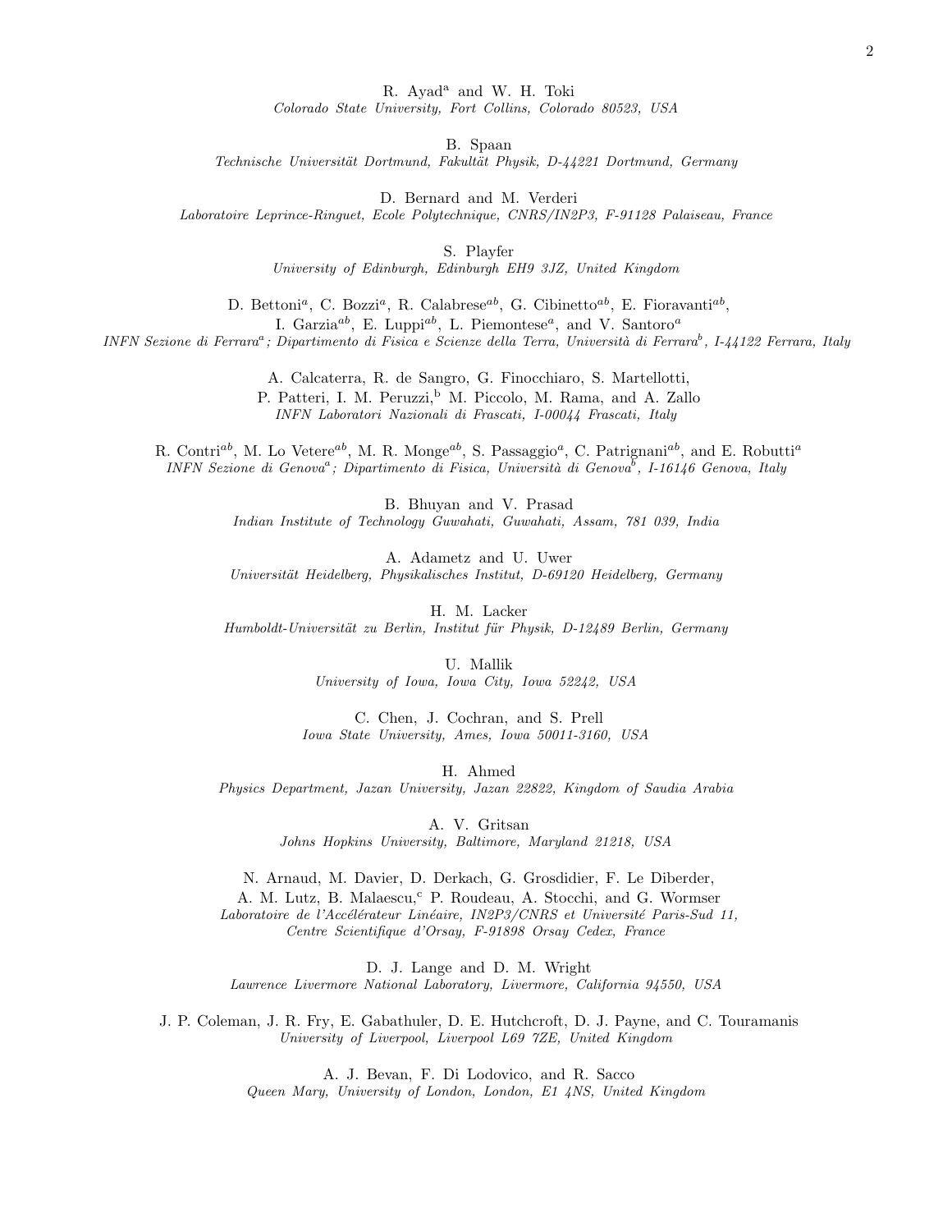R. Ayad[a] and W. H. Toki
*Colorado State University, Fort Collins, Colorado 80523, USA*

B. Spaan
*Technische Universität Dortmund, Fakultät Physik, D-44221 Dortmund, Germany*

D. Bernard and M. Verderi
*Laboratoire Leprince-Ringuet, Ecole Polytechnique, CNRS/IN2P3, F-91128 Palaiseau, France*

S. Playfer
*University of Edinburgh, Edinburgh EH9 3JZ, United Kingdom*

D. Bettoni[a], C. Bozzi[a], R. Calabrese[ab], G. Cibinetto[ab], E. Fioravanti[ab],
I. Garzia[ab], E. Luppi[ab], L. Piemontese[a], and V. Santoro[a]
*INFN Sezione di Ferrara[a]; Dipartimento di Fisica e Scienze della Terra, Università di Ferrara[b], I-44122 Ferrara, Italy*

A. Calcaterra, R. de Sangro, G. Finocchiaro, S. Martellotti,
P. Patteri, I. M. Peruzzi,[b] M. Piccolo, M. Rama, and A. Zallo
*INFN Laboratori Nazionali di Frascati, I-00044 Frascati, Italy*

R. Contri[ab], M. Lo Vetere[ab], M. R. Monge[ab], S. Passaggio[a], C. Patrignani[ab], and E. Robutti[a]
*INFN Sezione di Genova[a]; Dipartimento di Fisica, Università di Genova[b], I-16146 Genova, Italy*

B. Bhuyan and V. Prasad
*Indian Institute of Technology Guwahati, Guwahati, Assam, 781 039, India*

A. Adametz and U. Uwer
*Universität Heidelberg, Physikalisches Institut, D-69120 Heidelberg, Germany*

H. M. Lacker
*Humboldt-Universität zu Berlin, Institut für Physik, D-12489 Berlin, Germany*

U. Mallik
*University of Iowa, Iowa City, Iowa 52242, USA*

C. Chen, J. Cochran, and S. Prell
*Iowa State University, Ames, Iowa 50011-3160, USA*

H. Ahmed
*Physics Department, Jazan University, Jazan 22822, Kingdom of Saudia Arabia*

A. V. Gritsan
*Johns Hopkins University, Baltimore, Maryland 21218, USA*

N. Arnaud, M. Davier, D. Derkach, G. Grosdidier, F. Le Diberder,
A. M. Lutz, B. Malaescu,[c] P. Roudeau, A. Stocchi, and G. Wormser
*Laboratoire de l'Accélérateur Linéaire, IN2P3/CNRS et Université Paris-Sud 11,*
*Centre Scientifique d'Orsay, F-91898 Orsay Cedex, France*

D. J. Lange and D. M. Wright
*Lawrence Livermore National Laboratory, Livermore, California 94550, USA*

J. P. Coleman, J. R. Fry, E. Gabathuler, D. E. Hutchcroft, D. J. Payne, and C. Touramanis
*University of Liverpool, Liverpool L69 7ZE, United Kingdom*

A. J. Bevan, F. Di Lodovico, and R. Sacco
*Queen Mary, University of London, London, E1 4NS, United Kingdom*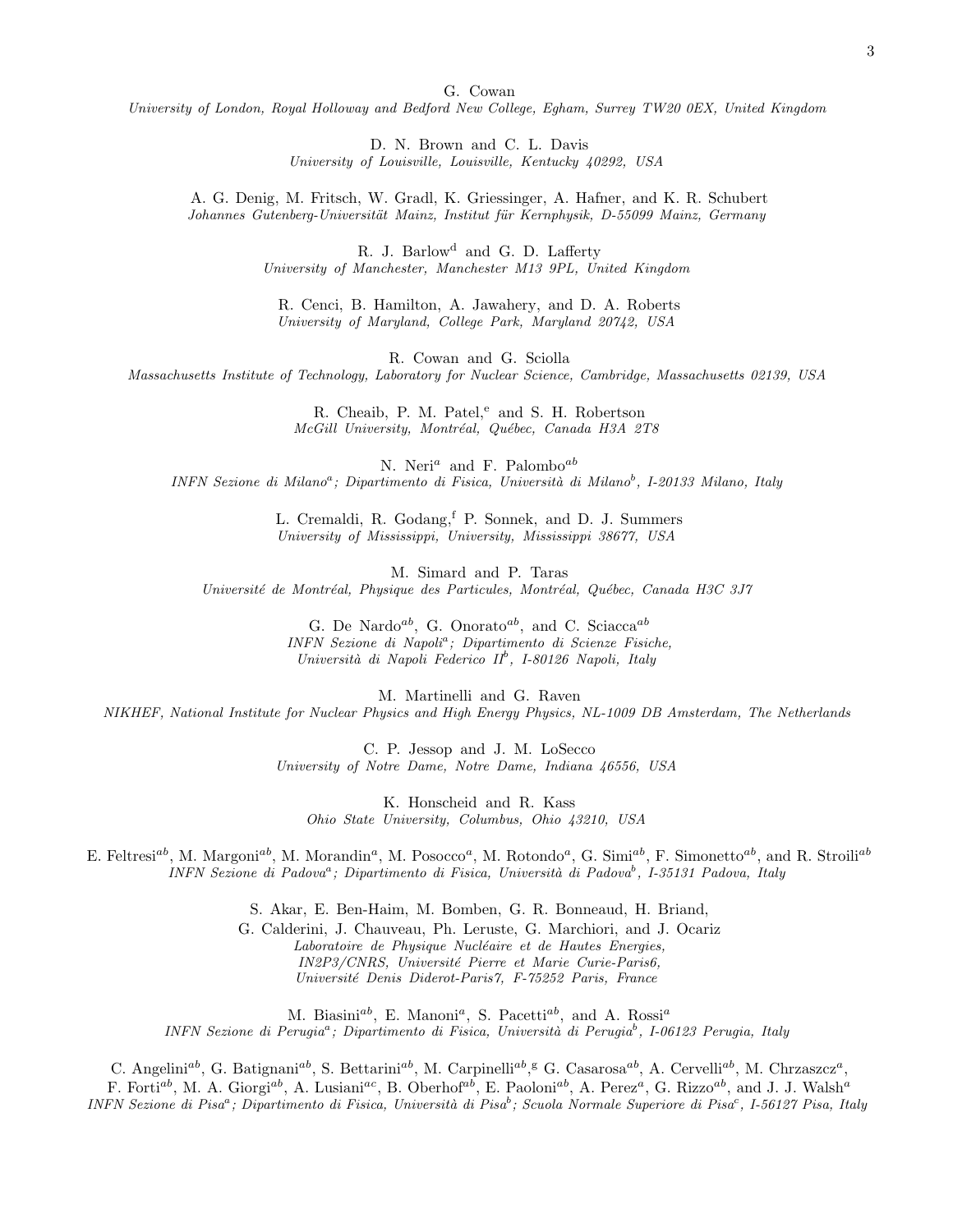G. Cowan

*University of London, Royal Holloway and Bedford New College, Egham, Surrey TW20 0EX, United Kingdom*

D. N. Brown and C. L. Davis

*University of Louisville, Louisville, Kentucky 40292, USA*

A. G. Denig, M. Fritsch, W. Gradl, K. Griessinger, A. Hafner, and K. R. Schubert

*Johannes Gutenberg-Universität Mainz, Institut für Kernphysik, D-55099 Mainz, Germany*

R. J. Barlow[d] and G. D. Lafferty

*University of Manchester, Manchester M13 9PL, United Kingdom*

R. Cenci, B. Hamilton, A. Jawahery, and D. A. Roberts

*University of Maryland, College Park, Maryland 20742, USA*

R. Cowan and G. Sciolla

*Massachusetts Institute of Technology, Laboratory for Nuclear Science, Cambridge, Massachusetts 02139, USA*

R. Cheaib, P. M. Patel,[e] and S. H. Robertson

*McGill University, Montréal, Québec, Canada H3A 2T8*

N. Neri[a] and F. Palombo[ab]

*INFN Sezione di Milano[a]; Dipartimento di Fisica, Università di Milano[b], I-20133 Milano, Italy*

L. Cremaldi, R. Godang,[f] P. Sonnek, and D. J. Summers

*University of Mississippi, University, Mississippi 38677, USA*

M. Simard and P. Taras

*Université de Montréal, Physique des Particules, Montréal, Québec, Canada H3C 3J7*

G. De Nardo[ab], G. Onorato[ab], and C. Sciacca[ab]

*INFN Sezione di Napoli[a]; Dipartimento di Scienze Fisiche, Università di Napoli Federico II[b], I-80126 Napoli, Italy*

M. Martinelli and G. Raven

*NIKHEF, National Institute for Nuclear Physics and High Energy Physics, NL-1009 DB Amsterdam, The Netherlands*

C. P. Jessop and J. M. LoSecco

*University of Notre Dame, Notre Dame, Indiana 46556, USA*

K. Honscheid and R. Kass

*Ohio State University, Columbus, Ohio 43210, USA*

E. Feltresi[ab], M. Margoni[ab], M. Morandin[a], M. Posocco[a], M. Rotondo[a], G. Simi[ab], F. Simonetto[ab], and R. Stroili[ab]

*INFN Sezione di Padova[a]; Dipartimento di Fisica, Università di Padova[b], I-35131 Padova, Italy*

S. Akar, E. Ben-Haim, M. Bomben, G. R. Bonneaud, H. Briand, G. Calderini, J. Chauveau, Ph. Leruste, G. Marchiori, and J. Ocariz

*Laboratoire de Physique Nucléaire et de Hautes Energies, IN2P3/CNRS, Université Pierre et Marie Curie-Paris6, Université Denis Diderot-Paris7, F-75252 Paris, France*

M. Biasini[ab], E. Manoni[a], S. Pacetti[ab], and A. Rossi[a]

*INFN Sezione di Perugia[a]; Dipartimento di Fisica, Università di Perugia[b], I-06123 Perugia, Italy*

C. Angelini[ab], G. Batignani[ab], S. Bettarini[ab], M. Carpinelli[ab],[g] G. Casarosa[ab], A. Cervelli[ab], M. Chrzaszcz[a], F. Forti[ab], M. A. Giorgi[ab], A. Lusiani[ac], B. Oberhof[ab], E. Paoloni[ab], A. Perez[a], G. Rizzo[ab], and J. J. Walsh[a]

*INFN Sezione di Pisa[a]; Dipartimento di Fisica, Università di Pisa[b]; Scuola Normale Superiore di Pisa[c], I-56127 Pisa, Italy*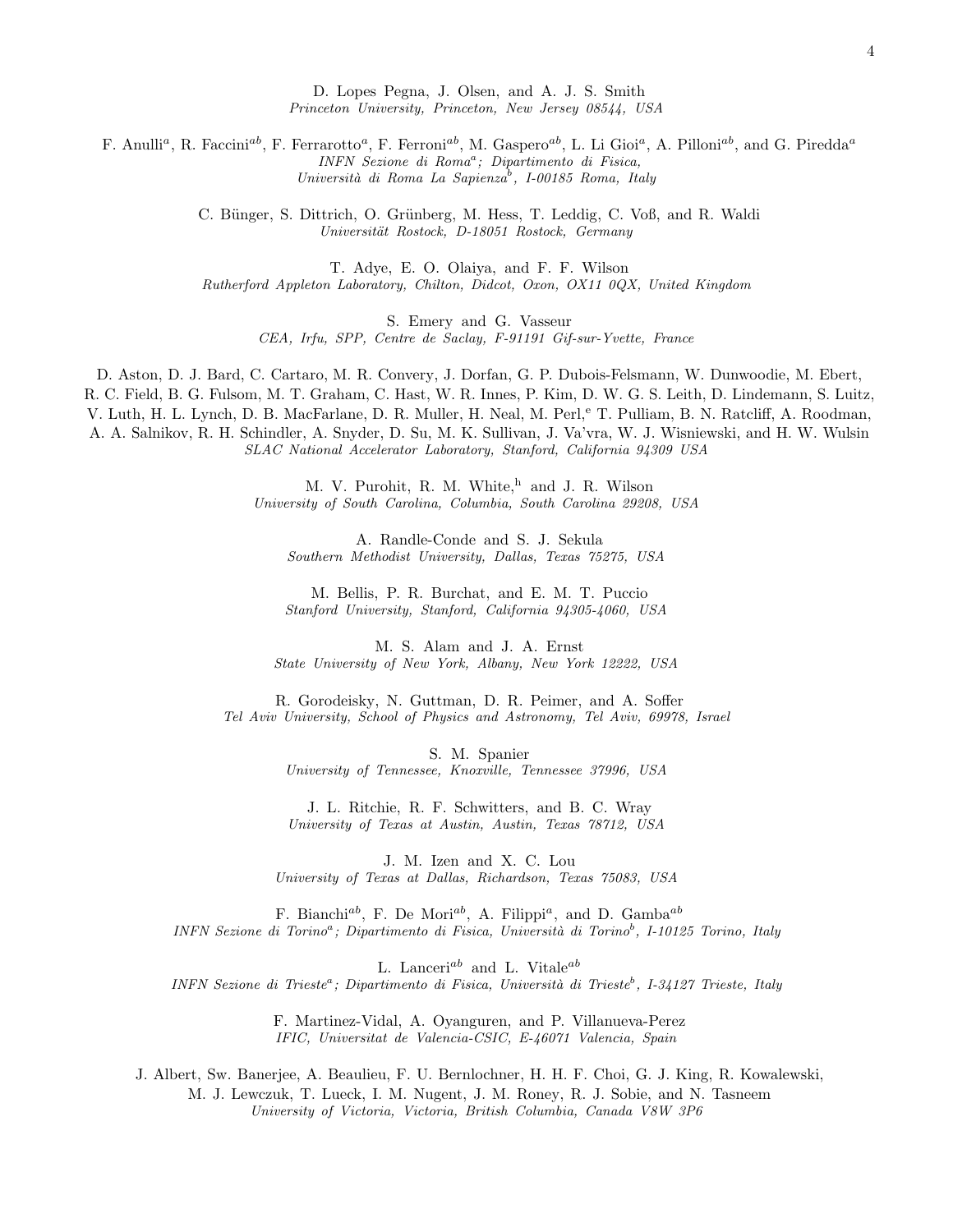D. Lopes Pegna, J. Olsen, and A. J. S. Smith
*Princeton University, Princeton, New Jersey 08544, USA*

F. Anulli[a], R. Faccini[ab], F. Ferrarotto[a], F. Ferroni[ab], M. Gaspero[ab], L. Li Gioi[a], A. Pilloni[ab], and G. Piredda[a]
*INFN Sezione di Roma[a]; Dipartimento di Fisica, Università di Roma La Sapienza[b], I-00185 Roma, Italy*

C. Bünger, S. Dittrich, O. Grünberg, M. Hess, T. Leddig, C. Voß, and R. Waldi
*Universität Rostock, D-18051 Rostock, Germany*

T. Adye, E. O. Olaiya, and F. F. Wilson
*Rutherford Appleton Laboratory, Chilton, Didcot, Oxon, OX11 0QX, United Kingdom*

S. Emery and G. Vasseur
*CEA, Irfu, SPP, Centre de Saclay, F-91191 Gif-sur-Yvette, France*

D. Aston, D. J. Bard, C. Cartaro, M. R. Convery, J. Dorfan, G. P. Dubois-Felsmann, W. Dunwoodie, M. Ebert, R. C. Field, B. G. Fulsom, M. T. Graham, C. Hast, W. R. Innes, P. Kim, D. W. G. S. Leith, D. Lindemann, S. Luitz, V. Luth, H. L. Lynch, D. B. MacFarlane, D. R. Muller, H. Neal, M. Perl,[e] T. Pulliam, B. N. Ratcliff, A. Roodman, A. A. Salnikov, R. H. Schindler, A. Snyder, D. Su, M. K. Sullivan, J. Va'vra, W. J. Wisniewski, and H. W. Wulsin
*SLAC National Accelerator Laboratory, Stanford, California 94309 USA*

M. V. Purohit, R. M. White,[h] and J. R. Wilson
*University of South Carolina, Columbia, South Carolina 29208, USA*

A. Randle-Conde and S. J. Sekula
*Southern Methodist University, Dallas, Texas 75275, USA*

M. Bellis, P. R. Burchat, and E. M. T. Puccio
*Stanford University, Stanford, California 94305-4060, USA*

M. S. Alam and J. A. Ernst
*State University of New York, Albany, New York 12222, USA*

R. Gorodeisky, N. Guttman, D. R. Peimer, and A. Soffer
*Tel Aviv University, School of Physics and Astronomy, Tel Aviv, 69978, Israel*

S. M. Spanier
*University of Tennessee, Knoxville, Tennessee 37996, USA*

J. L. Ritchie, R. F. Schwitters, and B. C. Wray
*University of Texas at Austin, Austin, Texas 78712, USA*

J. M. Izen and X. C. Lou
*University of Texas at Dallas, Richardson, Texas 75083, USA*

F. Bianchi[ab], F. De Mori[ab], A. Filippi[a], and D. Gamba[ab]
*INFN Sezione di Torino[a]; Dipartimento di Fisica, Università di Torino[b], I-10125 Torino, Italy*

L. Lanceri[ab] and L. Vitale[ab]
*INFN Sezione di Trieste[a]; Dipartimento di Fisica, Università di Trieste[b], I-34127 Trieste, Italy*

F. Martinez-Vidal, A. Oyanguren, and P. Villanueva-Perez
*IFIC, Universitat de Valencia-CSIC, E-46071 Valencia, Spain*

J. Albert, Sw. Banerjee, A. Beaulieu, F. U. Bernlochner, H. H. F. Choi, G. J. King, R. Kowalewski, M. J. Lewczuk, T. Lueck, I. M. Nugent, J. M. Roney, R. J. Sobie, and N. Tasneem
*University of Victoria, Victoria, British Columbia, Canada V8W 3P6*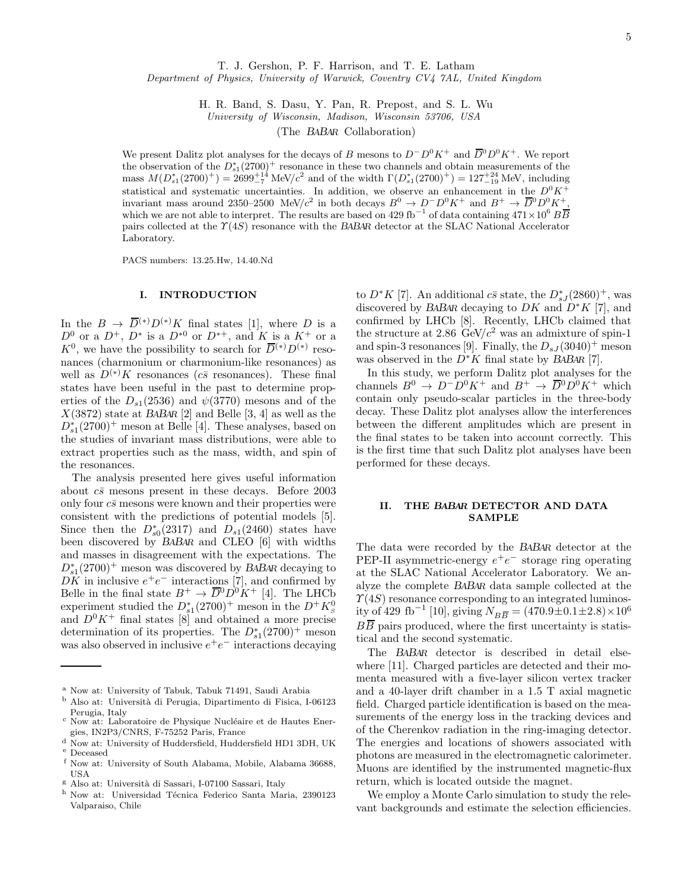T. J. Gershon, P. F. Harrison, and T. E. Latham
*Department of Physics, University of Warwick, Coventry CV4 7AL, United Kingdom*

H. R. Band, S. Dasu, Y. Pan, R. Prepost, and S. L. Wu
*University of Wisconsin, Madison, Wisconsin 53706, USA*

(The *BABAR* Collaboration)

We present Dalitz plot analyses for the decays of $B$ mesons to $D^- D^0 K^+$ and $\overline{D}^0 D^0 K^+$. We report the observation of the $D^*_{s1}(2700)^+$ resonance in these two channels and obtain measurements of the mass $M(D^*_{s1}(2700)^+) = 2699^{+14}_{-7}$ MeV/$c^2$ and of the width $\Gamma(D^*_{s1}(2700)^+) = 127^{+24}_{-19}$ MeV, including statistical and systematic uncertainties. In addition, we observe an enhancement in the $D^0 K^+$ invariant mass around 2350–2500 MeV/$c^2$ in both decays $B^0 \to D^- D^0 K^+$ and $B^+ \to \overline{D}^0 D^0 K^+$, which we are not able to interpret. The results are based on 429 fb$^{-1}$ of data containing $471 \times 10^6$ $B\overline{B}$ pairs collected at the $\Upsilon(4S)$ resonance with the *BABAR* detector at the SLAC National Accelerator Laboratory.

PACS numbers: 13.25.Hw, 14.40.Nd

## I. INTRODUCTION

In the $B \to \overline{D}^{(*)} D^{(*)} K$ final states [1], where $D$ is a $D^0$ or a $D^+$, $D^*$ is a $D^{*0}$ or $D^{*+}$, and $K$ is a $K^+$ or a $K^0$, we have the possibility to search for $\overline{D}^{(*)} D^{(*)}$ resonances (charmonium or charmonium-like resonances) as well as $D^{(*)} K$ resonances ($c\bar{s}$ resonances). These final states have been useful in the past to determine properties of the $D_{s1}(2536)$ and $\psi(3770)$ mesons and of the $X(3872)$ state at *BABAR* [2] and Belle [3, 4] as well as the $D^*_{s1}(2700)^+$ meson at Belle [4]. These analyses, based on the studies of invariant mass distributions, were able to extract properties such as the mass, width, and spin of the resonances.

The analysis presented here gives useful information about $c\bar{s}$ mesons present in these decays. Before 2003 only four $c\bar{s}$ mesons were known and their properties were consistent with the predictions of potential models [5]. Since then the $D^*_{s0}(2317)$ and $D_{s1}(2460)$ states have been discovered by *BABAR* and CLEO [6] with widths and masses in disagreement with the expectations. The $D^*_{s1}(2700)^+$ meson was discovered by *BABAR* decaying to $DK$ in inclusive $e^+e^-$ interactions [7], and confirmed by Belle in the final state $B^+ \to \overline{D}^0 D^0 K^+$ [4]. The LHCb experiment studied the $D^*_{s1}(2700)^+$ meson in the $D^+ K^0_S$ and $D^0 K^+$ final states [8] and obtained a more precise determination of its properties. The $D^*_{s1}(2700)^+$ meson was also observed in inclusive $e^+e^-$ interactions decaying to $D^* K$ [7]. An additional $c\bar{s}$ state, the $D^*_{sJ}(2860)^+$, was discovered by *BABAR* decaying to $DK$ and $D^* K$ [7], and confirmed by LHCb [8]. Recently, LHCb claimed that the structure at 2.86 GeV/$c^2$ was an admixture of spin-1 and spin-3 resonances [9]. Finally, the $D_{sJ}(3040)^+$ meson was observed in the $D^* K$ final state by *BABAR* [7].

In this study, we perform Dalitz plot analyses for the channels $B^0 \to D^- D^0 K^+$ and $B^+ \to \overline{D}^0 D^0 K^+$ which contain only pseudo-scalar particles in the three-body decay. These Dalitz plot analyses allow the interferences between the different amplitudes which are present in the final states to be taken into account correctly. This is the first time that such Dalitz plot analyses have been performed for these decays.

## II. THE *BABAR* DETECTOR AND DATA SAMPLE

The data were recorded by the *BABAR* detector at the PEP-II asymmetric-energy $e^+e^-$ storage ring operating at the SLAC National Accelerator Laboratory. We analyze the complete *BABAR* data sample collected at the $\Upsilon(4S)$ resonance corresponding to an integrated luminosity of 429 fb$^{-1}$ [10], giving $N_{B\overline{B}} = (470.9 \pm 0.1 \pm 2.8) \times 10^6$ $B\overline{B}$ pairs produced, where the first uncertainty is statistical and the second systematic.

The *BABAR* detector is described in detail elsewhere [11]. Charged particles are detected and their momenta measured with a five-layer silicon vertex tracker and a 40-layer drift chamber in a 1.5 T axial magnetic field. Charged particle identification is based on the measurements of the energy loss in the tracking devices and of the Cherenkov radiation in the ring-imaging detector. The energies and locations of showers associated with photons are measured in the electromagnetic calorimeter. Muons are identified by the instrumented magnetic-flux return, which is located outside the magnet.

We employ a Monte Carlo simulation to study the relevant backgrounds and estimate the selection efficiencies.

---

[a] Now at: University of Tabuk, Tabuk 71491, Saudi Arabia
[b] Also at: Università di Perugia, Dipartimento di Fisica, I-06123 Perugia, Italy
[c] Now at: Laboratoire de Physique Nucléaire et de Hautes Energies, IN2P3/CNRS, F-75252 Paris, France
[d] Now at: University of Huddersfield, Huddersfield HD1 3DH, UK
[e] Deceased
[f] Now at: University of South Alabama, Mobile, Alabama 36688, USA
[g] Also at: Università di Sassari, I-07100 Sassari, Italy
[h] Now at: Universidad Técnica Federico Santa Maria, 2390123 Valparaiso, Chile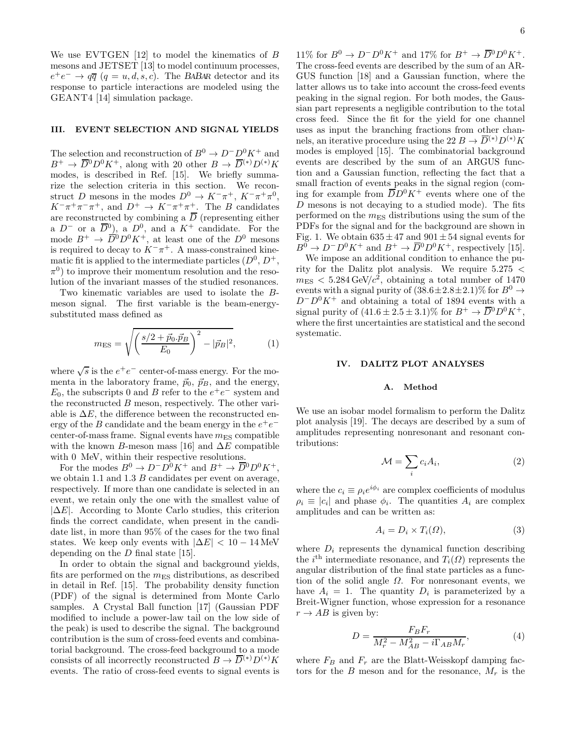We use EVTGEN [12] to model the kinematics of $B$ mesons and JETSET [13] to model continuum processes, $e^+e^- \to q\overline{q}$ ($q = u, d, s, c$). The BABAR detector and its response to particle interactions are modeled using the GEANT4 [14] simulation package.

## III. EVENT SELECTION AND SIGNAL YIELDS

The selection and reconstruction of $B^0 \to D^- D^0 K^+$ and $B^+ \to \overline{D}^0 D^0 K^+$, along with 20 other $B \to \overline{D}^{(*)} D^{(*)} K$ modes, is described in Ref. [15]. We briefly summarize the selection criteria in this section. We reconstruct $D$ mesons in the modes $D^0 \to K^-\pi^+$, $K^-\pi^+\pi^0$, $K^-\pi^+\pi^-\pi^+$, and $D^+ \to K^-\pi^+\pi^+$. The $B$ candidates are reconstructed by combining a $\overline{D}$ (representing either a $D^-$ or a $\overline{D}^0$), a $D^0$, and a $K^+$ candidate. For the mode $B^+ \to \overline{D}^0 D^0 K^+$, at least one of the $D^0$ mesons is required to decay to $K^-\pi^+$. A mass-constrained kinematic fit is applied to the intermediate particles ($D^0$, $D^+$, $\pi^0$) to improve their momentum resolution and the resolution of the invariant masses of the studied resonances.

Two kinematic variables are used to isolate the $B$-meson signal. The first variable is the beam-energy-substituted mass defined as

$$m_{\rm ES} = \sqrt{\left(\frac{s/2 + \vec{p}_0 . \vec{p}_B}{E_0}\right)^2 - |\vec{p}_B|^2}, \tag{1}$$

where $\sqrt{s}$ is the $e^+e^-$ center-of-mass energy. For the momenta in the laboratory frame, $\vec{p}_0$, $\vec{p}_B$, and the energy, $E_0$, the subscripts 0 and $B$ refer to the $e^+e^-$ system and the reconstructed $B$ meson, respectively. The other variable is $\Delta E$, the difference between the reconstructed energy of the $B$ candidate and the beam energy in the $e^+e^-$ center-of-mass frame. Signal events have $m_{\rm ES}$ compatible with the known $B$-meson mass [16] and $\Delta E$ compatible with 0 MeV, within their respective resolutions.

For the modes $B^0 \to D^- D^0 K^+$ and $B^+ \to \overline{D}^0 D^0 K^+$, we obtain 1.1 and 1.3 $B$ candidates per event on average, respectively. If more than one candidate is selected in an event, we retain only the one with the smallest value of $|\Delta E|$. According to Monte Carlo studies, this criterion finds the correct candidate, when present in the candidate list, in more than 95% of the cases for the two final states. We keep only events with $|\Delta E| < 10 - 14\,\text{MeV}$ depending on the $D$ final state [15].

In order to obtain the signal and background yields, fits are performed on the $m_{\rm ES}$ distributions, as described in detail in Ref. [15]. The probability density function (PDF) of the signal is determined from Monte Carlo samples. A Crystal Ball function [17] (Gaussian PDF modified to include a power-law tail on the low side of the peak) is used to describe the signal. The background contribution is the sum of cross-feed events and combinatorial background. The cross-feed background to a mode consists of all incorrectly reconstructed $B \to \overline{D}^{(*)} D^{(*)} K$ events. The ratio of cross-feed events to signal events is 11% for $B^0 \to D^- D^0 K^+$ and 17% for $B^+ \to \overline{D}^0 D^0 K^+$. The cross-feed events are described by the sum of an ARGUS function [18] and a Gaussian function, where the latter allows us to take into account the cross-feed events peaking in the signal region. For both modes, the Gaussian part represents a negligible contribution to the total cross feed. Since the fit for the yield for one channel uses as input the branching fractions from other channels, an iterative procedure using the 22 $B \to \overline{D}^{(*)} D^{(*)} K$ modes is employed [15]. The combinatorial background events are described by the sum of an ARGUS function and a Gaussian function, reflecting the fact that a small fraction of events peaks in the signal region (coming for example from $\overline{D} D^0 K^+$ events where one of the $D$ mesons is not decaying to a studied mode). The fits performed on the $m_{\rm ES}$ distributions using the sum of the PDFs for the signal and for the background are shown in Fig. 1. We obtain $635 \pm 47$ and $901 \pm 54$ signal events for $B^0 \to D^- D^0 K^+$ and $B^+ \to \overline{D}^0 D^0 K^+$, respectively [15].

We impose an additional condition to enhance the purity for the Dalitz plot analysis. We require $5.275 < m_{\rm ES} < 5.284\,\text{GeV}/c^2$, obtaining a total number of 1470 events with a signal purity of $(38.6 \pm 2.8 \pm 2.1)\%$ for $B^0 \to D^- D^0 K^+$ and obtaining a total of 1894 events with a signal purity of $(41.6 \pm 2.5 \pm 3.1)\%$ for $B^+ \to \overline{D}^0 D^0 K^+$, where the first uncertainties are statistical and the second systematic.

## IV. DALITZ PLOT ANALYSES

### A. Method

We use an isobar model formalism to perform the Dalitz plot analysis [19]. The decays are described by a sum of amplitudes representing nonresonant and resonant contributions:

$$\mathcal{M} = \sum_i c_i A_i, \tag{2}$$

where the $c_i \equiv \rho_i e^{i\phi_i}$ are complex coefficients of modulus $\rho_i \equiv |c_i|$ and phase $\phi_i$. The quantities $A_i$ are complex amplitudes and can be written as:

$$A_i = D_i \times T_i(\Omega), \tag{3}$$

where $D_i$ represents the dynamical function describing the $i^{\rm th}$ intermediate resonance, and $T_i(\Omega)$ represents the angular distribution of the final state particles as a function of the solid angle $\Omega$. For nonresonant events, we have $A_i = 1$. The quantity $D_i$ is parameterized by a Breit-Wigner function, whose expression for a resonance $r \to AB$ is given by:

$$D = \frac{F_B F_r}{M_r^2 - M_{AB}^2 - i\Gamma_{AB} M_r}, \tag{4}$$

where $F_B$ and $F_r$ are the Blatt-Weisskopf damping factors for the $B$ meson and for the resonance, $M_r$ is the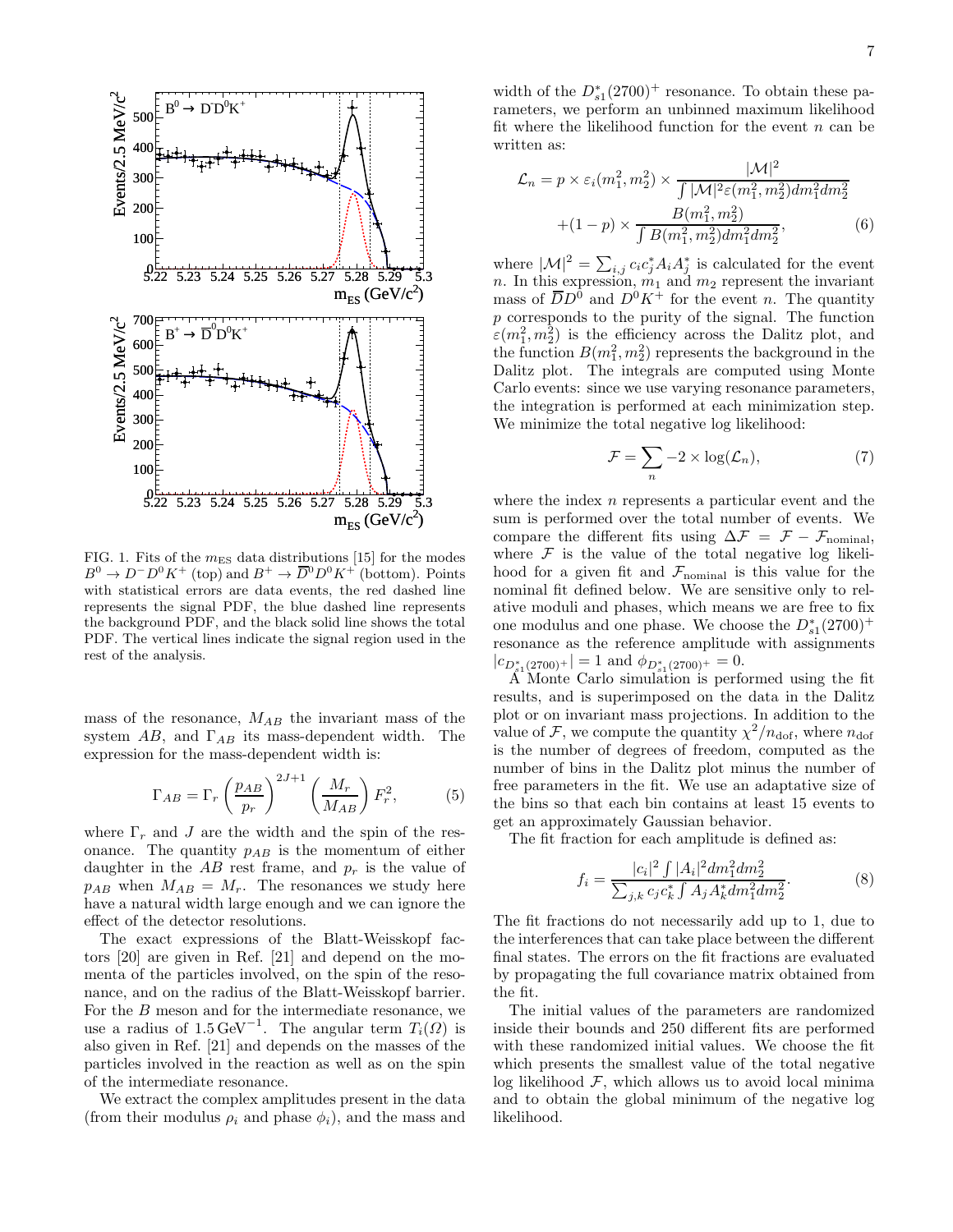FIG. 1. Fits of the $m_{\rm ES}$ data distributions [15] for the modes $B^0 \to D^- D^0 K^+$ (top) and $B^+ \to \overline{D}^0 D^0 K^+$ (bottom). Points with statistical errors are data events, the red dashed line represents the signal PDF, the blue dashed line represents the background PDF, and the black solid line shows the total PDF. The vertical lines indicate the signal region used in the rest of the analysis.

mass of the resonance, $M_{AB}$ the invariant mass of the system $AB$, and $\Gamma_{AB}$ its mass-dependent width. The expression for the mass-dependent width is:

$$\Gamma_{AB} = \Gamma_r \left(\frac{p_{AB}}{p_r}\right)^{2J+1} \left(\frac{M_r}{M_{AB}}\right) F_r^2, \tag{5}$$

where $\Gamma_r$ and $J$ are the width and the spin of the resonance. The quantity $p_{AB}$ is the momentum of either daughter in the $AB$ rest frame, and $p_r$ is the value of $p_{AB}$ when $M_{AB} = M_r$. The resonances we study here have a natural width large enough and we can ignore the effect of the detector resolutions.

The exact expressions of the Blatt-Weisskopf factors [20] are given in Ref. [21] and depend on the momenta of the particles involved, on the spin of the resonance, and on the radius of the Blatt-Weisskopf barrier. For the $B$ meson and for the intermediate resonance, we use a radius of $1.5\,\mathrm{GeV}^{-1}$. The angular term $T_i(\Omega)$ is also given in Ref. [21] and depends on the masses of the particles involved in the reaction as well as on the spin of the intermediate resonance.

We extract the complex amplitudes present in the data (from their modulus $\rho_i$ and phase $\phi_i$), and the mass and width of the $D_{s1}^*(2700)^+$ resonance. To obtain these parameters, we perform an unbinned maximum likelihood fit where the likelihood function for the event $n$ can be written as:

$$\mathcal{L}_n = p \times \varepsilon_i(m_1^2, m_2^2) \times \frac{|\mathcal{M}|^2}{\int |\mathcal{M}|^2 \varepsilon(m_1^2, m_2^2) dm_1^2 dm_2^2} + (1-p) \times \frac{B(m_1^2, m_2^2)}{\int B(m_1^2, m_2^2) dm_1^2 dm_2^2}, \tag{6}$$

where $|\mathcal{M}|^2 = \sum_{i,j} c_i c_j^* A_i A_j^*$ is calculated for the event $n$. In this expression, $m_1$ and $m_2$ represent the invariant mass of $\overline{D}D^0$ and $D^0 K^+$ for the event $n$. The quantity $p$ corresponds to the purity of the signal. The function $\varepsilon(m_1^2, m_2^2)$ is the efficiency across the Dalitz plot, and the function $B(m_1^2, m_2^2)$ represents the background in the Dalitz plot. The integrals are computed using Monte Carlo events: since we use varying resonance parameters, the integration is performed at each minimization step. We minimize the total negative log likelihood:

$$\mathcal{F} = \sum_n -2 \times \log(\mathcal{L}_n), \tag{7}$$

where the index $n$ represents a particular event and the sum is performed over the total number of events. We compare the different fits using $\Delta\mathcal{F} = \mathcal{F} - \mathcal{F}_{\rm nominal}$, where $\mathcal{F}$ is the value of the total negative log likelihood for a given fit and $\mathcal{F}_{\rm nominal}$ is this value for the nominal fit defined below. We are sensitive only to relative moduli and phases, which means we are free to fix one modulus and one phase. We choose the $D_{s1}^*(2700)^+$ resonance as the reference amplitude with assignments $|c_{D_{s1}^*(2700)^+}| = 1$ and $\phi_{D_{s1}^*(2700)^+} = 0$.

A Monte Carlo simulation is performed using the fit results, and is superimposed on the data in the Dalitz plot or on invariant mass projections. In addition to the value of $\mathcal{F}$, we compute the quantity $\chi^2/n_{\rm dof}$, where $n_{\rm dof}$ is the number of degrees of freedom, computed as the number of bins in the Dalitz plot minus the number of free parameters in the fit. We use an adaptative size of the bins so that each bin contains at least 15 events to get an approximately Gaussian behavior.

The fit fraction for each amplitude is defined as:

$$f_i = \frac{|c_i|^2 \int |A_i|^2 dm_1^2 dm_2^2}{\sum_{j,k} c_j c_k^* \int A_j A_k^* dm_1^2 dm_2^2}. \tag{8}$$

The fit fractions do not necessarily add up to 1, due to the interferences that can take place between the different final states. The errors on the fit fractions are evaluated by propagating the full covariance matrix obtained from the fit.

The initial values of the parameters are randomized inside their bounds and 250 different fits are performed with these randomized initial values. We choose the fit which presents the smallest value of the total negative log likelihood $\mathcal{F}$, which allows us to avoid local minima and to obtain the global minimum of the negative log likelihood.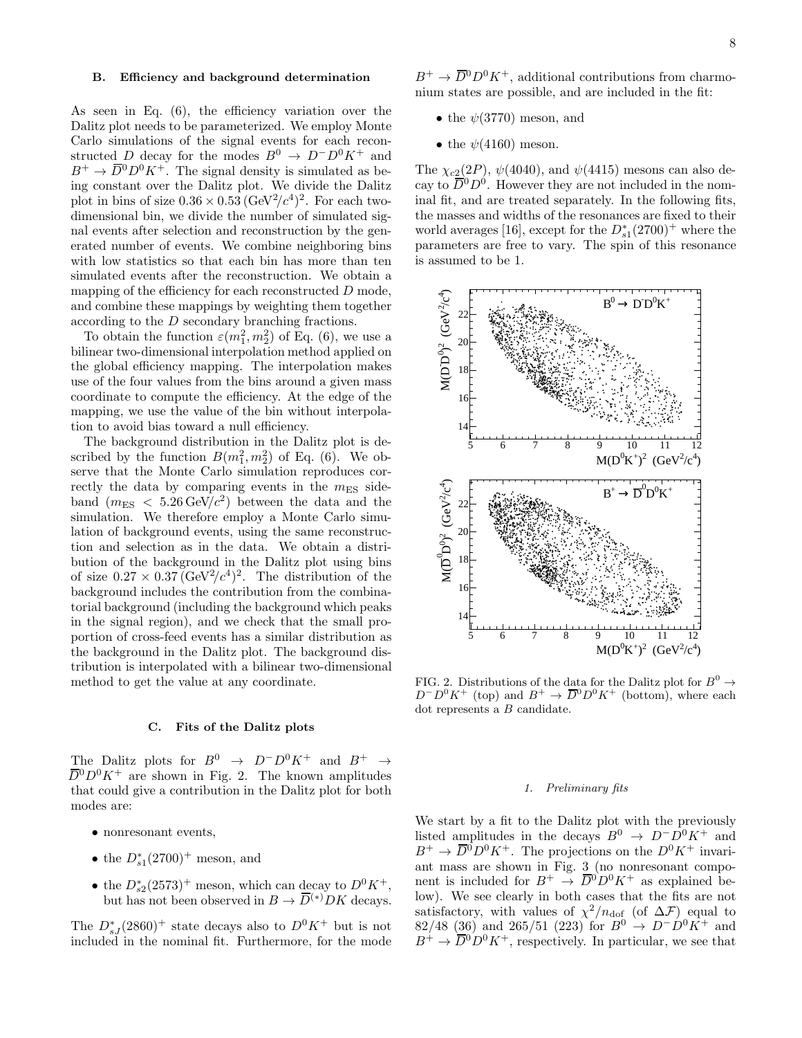### B. Efficiency and background determination

As seen in Eq. (6), the efficiency variation over the Dalitz plot needs to be parameterized. We employ Monte Carlo simulations of the signal events for each reconstructed $D$ decay for the modes $B^0 \to D^- D^0 K^+$ and $B^+ \to \overline{D}^0 D^0 K^+$. The signal density is simulated as being constant over the Dalitz plot. We divide the Dalitz plot in bins of size $0.36 \times 0.53\,(\mathrm{GeV}^2/c^4)^2$. For each two-dimensional bin, we divide the number of simulated signal events after selection and reconstruction by the generated number of events. We combine neighboring bins with low statistics so that each bin has more than ten simulated events after the reconstruction. We obtain a mapping of the efficiency for each reconstructed $D$ mode, and combine these mappings by weighting them together according to the $D$ secondary branching fractions.

To obtain the function $\varepsilon(m_1^2, m_2^2)$ of Eq. (6), we use a bilinear two-dimensional interpolation method applied on the global efficiency mapping. The interpolation makes use of the four values from the bins around a given mass coordinate to compute the efficiency. At the edge of the mapping, we use the value of the bin without interpolation to avoid bias toward a null efficiency.

The background distribution in the Dalitz plot is described by the function $B(m_1^2, m_2^2)$ of Eq. (6). We observe that the Monte Carlo simulation reproduces correctly the data by comparing events in the $m_{\mathrm{ES}}$ sideband ($m_{\mathrm{ES}} < 5.26\,\mathrm{GeV}/c^2$) between the data and the simulation. We therefore employ a Monte Carlo simulation of background events, using the same reconstruction and selection as in the data. We obtain a distribution of the background in the Dalitz plot using bins of size $0.27 \times 0.37\,(\mathrm{GeV}^2/c^4)^2$. The distribution of the background includes the contribution from the combinatorial background (including the background which peaks in the signal region), and we check that the small proportion of cross-feed events has a similar distribution as the background in the Dalitz plot. The background distribution is interpolated with a bilinear two-dimensional method to get the value at any coordinate.

### C. Fits of the Dalitz plots

The Dalitz plots for $B^0 \to D^- D^0 K^+$ and $B^+ \to \overline{D}^0 D^0 K^+$ are shown in Fig. 2. The known amplitudes that could give a contribution in the Dalitz plot for both modes are:

- nonresonant events,
- the $D_{s1}^*(2700)^+$ meson, and
- the $D_{s2}^*(2573)^+$ meson, which can decay to $D^0 K^+$, but has not been observed in $B \to \overline{D}^{(*)} D K$ decays.

The $D_{sJ}^*(2860)^+$ state decays also to $D^0 K^+$ but is not included in the nominal fit. Furthermore, for the mode $B^+ \to \overline{D}^0 D^0 K^+$, additional contributions from charmonium states are possible, and are included in the fit:

- the $\psi(3770)$ meson, and
- the $\psi(4160)$ meson.

The $\chi_{c2}(2P)$, $\psi(4040)$, and $\psi(4415)$ mesons can also decay to $\overline{D}^0 D^0$. However they are not included in the nominal fit, and are treated separately. In the following fits, the masses and widths of the resonances are fixed to their world averages [16], except for the $D_{s1}^*(2700)^+$ where the parameters are free to vary. The spin of this resonance is assumed to be 1.

FIG. 2. Distributions of the data for the Dalitz plot for $B^0 \to D^- D^0 K^+$ (top) and $B^+ \to \overline{D}^0 D^0 K^+$ (bottom), where each dot represents a $B$ candidate.

#### 1. Preliminary fits

We start by a fit to the Dalitz plot with the previously listed amplitudes in the decays $B^0 \to D^- D^0 K^+$ and $B^+ \to \overline{D}^0 D^0 K^+$. The projections on the $D^0 K^+$ invariant mass are shown in Fig. 3 (no nonresonant component is included for $B^+ \to \overline{D}^0 D^0 K^+$ as explained below). We see clearly in both cases that the fits are not satisfactory, with values of $\chi^2/n_{\mathrm{dof}}$ (of $\Delta\mathcal{F}$) equal to 82/48 (36) and 265/51 (223) for $B^0 \to D^- D^0 K^+$ and $B^+ \to \overline{D}^0 D^0 K^+$, respectively. In particular, we see that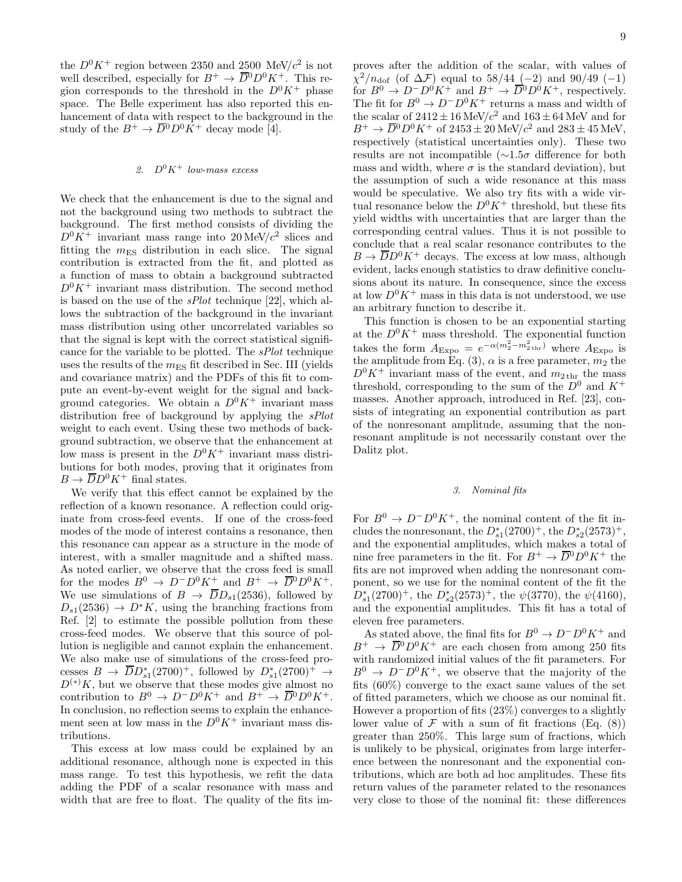the $D^0K^+$ region between 2350 and 2500 MeV/$c^2$ is not well described, especially for $B^+ \to \overline{D}{}^0 D^0 K^+$. This region corresponds to the threshold in the $D^0K^+$ phase space. The Belle experiment has also reported this enhancement of data with respect to the background in the study of the $B^+ \to \overline{D}{}^0 D^0 K^+$ decay mode [4].

#### 2. $D^0K^+$ low-mass excess

We check that the enhancement is due to the signal and not the background using two methods to subtract the background. The first method consists of dividing the $D^0K^+$ invariant mass range into 20 MeV/$c^2$ slices and fitting the $m_{\rm ES}$ distribution in each slice. The signal contribution is extracted from the fit, and plotted as a function of mass to obtain a background subtracted $D^0K^+$ invariant mass distribution. The second method is based on the use of the *sPlot* technique [22], which allows the subtraction of the background in the invariant mass distribution using other uncorrelated variables so that the signal is kept with the correct statistical significance for the variable to be plotted. The *sPlot* technique uses the results of the $m_{\rm ES}$ fit described in Sec. III (yields and covariance matrix) and the PDFs of this fit to compute an event-by-event weight for the signal and background categories. We obtain a $D^0K^+$ invariant mass distribution free of background by applying the *sPlot* weight to each event. Using these two methods of background subtraction, we observe that the enhancement at low mass is present in the $D^0K^+$ invariant mass distributions for both modes, proving that it originates from $B \to \overline{D} D^0 K^+$ final states.

We verify that this effect cannot be explained by the reflection of a known resonance. A reflection could originate from cross-feed events. If one of the cross-feed modes of the mode of interest contains a resonance, then this resonance can appear as a structure in the mode of interest, with a smaller magnitude and a shifted mass. As noted earlier, we observe that the cross feed is small for the modes $B^0 \to D^- D^0 K^+$ and $B^+ \to \overline{D}{}^0 D^0 K^+$. We use simulations of $B \to \overline{D} D_{s1}(2536)$, followed by $D_{s1}(2536) \to D^* K$, using the branching fractions from Ref. [2] to estimate the possible pollution from these cross-feed modes. We observe that this source of pollution is negligible and cannot explain the enhancement. We also make use of simulations of the cross-feed processes $B \to \overline{D} D^*_{s1}(2700)^+$, followed by $D^*_{s1}(2700)^+ \to D^{(*)}K$, but we observe that these modes give almost no contribution to $B^0 \to D^- D^0 K^+$ and $B^+ \to \overline{D}{}^0 D^0 K^+$. In conclusion, no reflection seems to explain the enhancement seen at low mass in the $D^0K^+$ invariant mass distributions.

This excess at low mass could be explained by an additional resonance, although none is expected in this mass range. To test this hypothesis, we refit the data adding the PDF of a scalar resonance with mass and width that are free to float. The quality of the fits improves after the addition of the scalar, with values of $\chi^2/n_{\rm dof}$ (of $\Delta\mathcal{F}$) equal to 58/44 ($-2$) and 90/49 ($-1$) for $B^0 \to D^- D^0 K^+$ and $B^+ \to \overline{D}{}^0 D^0 K^+$, respectively. The fit for $B^0 \to D^- D^0 K^+$ returns a mass and width of the scalar of $2412 \pm 16$ MeV/$c^2$ and $163 \pm 64$ MeV and for $B^+ \to \overline{D}{}^0 D^0 K^+$ of $2453 \pm 20$ MeV/$c^2$ and $283 \pm 45$ MeV, respectively (statistical uncertainties only). These two results are not incompatible ($\sim 1.5\sigma$ difference for both mass and width, where $\sigma$ is the standard deviation), but the assumption of such a wide resonance at this mass would be speculative. We also try fits with a wide virtual resonance below the $D^0K^+$ threshold, but these fits yield widths with uncertainties that are larger than the corresponding central values. Thus it is not possible to conclude that a real scalar resonance contributes to the $B \to \overline{D} D^0 K^+$ decays. The excess at low mass, although evident, lacks enough statistics to draw definitive conclusions about its nature. In consequence, since the excess at low $D^0K^+$ mass in this data is not understood, we use an arbitrary function to describe it.

This function is chosen to be an exponential starting at the $D^0K^+$ mass threshold. The exponential function takes the form $A_{\rm Expo} = e^{-\alpha(m_2^2 - m_{2\,\rm thr}^2)}$ where $A_{\rm Expo}$ is the amplitude from Eq. (3), $\alpha$ is a free parameter, $m_2$ the $D^0K^+$ invariant mass of the event, and $m_{2\,\rm thr}$ the mass threshold, corresponding to the sum of the $D^0$ and $K^+$ masses. Another approach, introduced in Ref. [23], consists of integrating an exponential contribution as part of the nonresonant amplitude, assuming that the nonresonant amplitude is not necessarily constant over the Dalitz plot.

#### 3. Nominal fits

For $B^0 \to D^- D^0 K^+$, the nominal content of the fit includes the nonresonant, the $D^*_{s1}(2700)^+$, the $D^*_{s2}(2573)^+$, and the exponential amplitudes, which makes a total of nine free parameters in the fit. For $B^+ \to \overline{D}{}^0 D^0 K^+$ the fits are not improved when adding the nonresonant component, so we use for the nominal content of the fit the $D^*_{s1}(2700)^+$, the $D^*_{s2}(2573)^+$, the $\psi(3770)$, the $\psi(4160)$, and the exponential amplitudes. This fit has a total of eleven free parameters.

As stated above, the final fits for $B^0 \to D^- D^0 K^+$ and $B^+ \to \overline{D}{}^0 D^0 K^+$ are each chosen from among 250 fits with randomized initial values of the fit parameters. For $B^0 \to D^- D^0 K^+$, we observe that the majority of the fits (60%) converge to the exact same values of the set of fitted parameters, which we choose as our nominal fit. However a proportion of fits (23%) converges to a slightly lower value of $\mathcal{F}$ with a sum of fit fractions (Eq. (8)) greater than 250%. This large sum of fractions, which is unlikely to be physical, originates from large interference between the nonresonant and the exponential contributions, which are both ad hoc amplitudes. These fits return values of the parameter related to the resonances very close to those of the nominal fit: these differences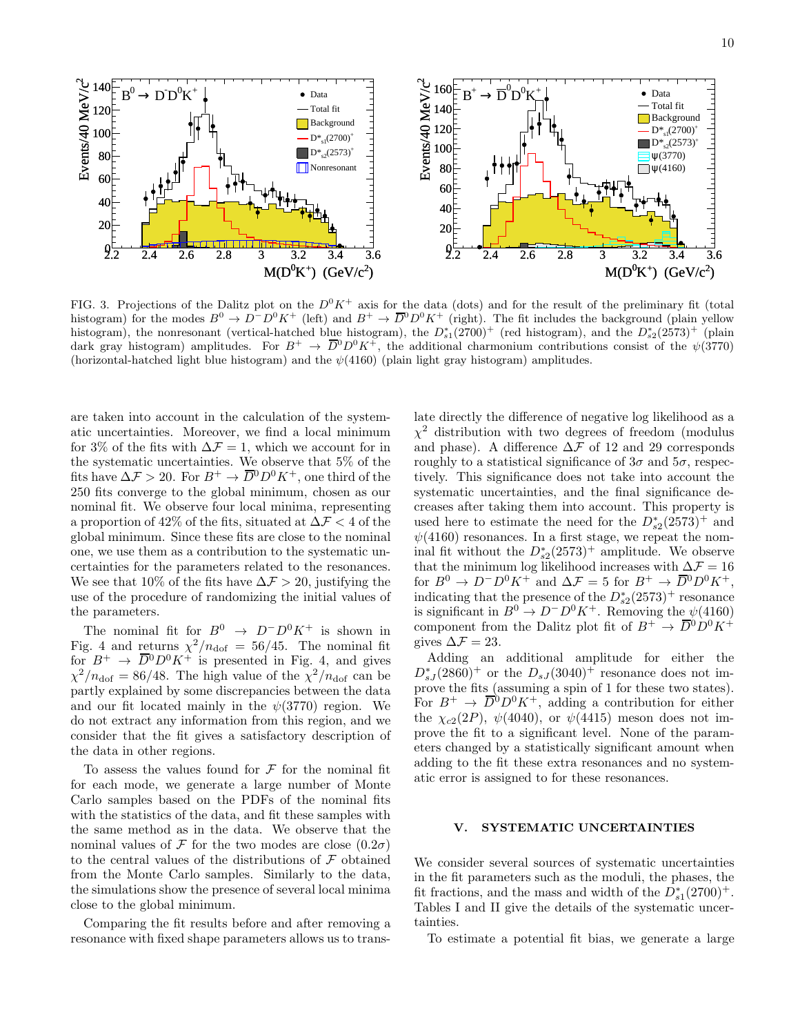FIG. 3. Projections of the Dalitz plot on the $D^0K^+$ axis for the data (dots) and for the result of the preliminary fit (total histogram) for the modes $B^0 \to D^- D^0 K^+$ (left) and $B^+ \to \overline{D}^0 D^0 K^+$ (right). The fit includes the background (plain yellow histogram), the nonresonant (vertical-hatched blue histogram), the $D^*_{s1}(2700)^+$ (red histogram), and the $D^*_{s2}(2573)^+$ (plain dark gray histogram) amplitudes. For $B^+ \to \overline{D}^0 D^0 K^+$, the additional charmonium contributions consist of the $\psi(3770)$ (horizontal-hatched light blue histogram) and the $\psi(4160)$ (plain light gray histogram) amplitudes.

are taken into account in the calculation of the systematic uncertainties. Moreover, we find a local minimum for 3% of the fits with $\Delta\mathcal{F} = 1$, which we account for in the systematic uncertainties. We observe that 5% of the fits have $\Delta\mathcal{F} > 20$. For $B^+ \to \overline{D}^0 D^0 K^+$, one third of the 250 fits converge to the global minimum, chosen as our nominal fit. We observe four local minima, representing a proportion of 42% of the fits, situated at $\Delta\mathcal{F} < 4$ of the global minimum. Since these fits are close to the nominal one, we use them as a contribution to the systematic uncertainties for the parameters related to the resonances. We see that 10% of the fits have $\Delta\mathcal{F} > 20$, justifying the use of the procedure of randomizing the initial values of the parameters.

The nominal fit for $B^0 \to D^- D^0 K^+$ is shown in Fig. 4 and returns $\chi^2/n_{\rm dof} = 56/45$. The nominal fit for $B^+ \to \overline{D}^0 D^0 K^+$ is presented in Fig. 4, and gives $\chi^2/n_{\rm dof} = 86/48$. The high value of the $\chi^2/n_{\rm dof}$ can be partly explained by some discrepancies between the data and our fit located mainly in the $\psi(3770)$ region. We do not extract any information from this region, and we consider that the fit gives a satisfactory description of the data in other regions.

To assess the values found for $\mathcal{F}$ for the nominal fit for each mode, we generate a large number of Monte Carlo samples based on the PDFs of the nominal fits with the statistics of the data, and fit these samples with the same method as in the data. We observe that the nominal values of $\mathcal{F}$ for the two modes are close $(0.2\sigma)$ to the central values of the distributions of $\mathcal{F}$ obtained from the Monte Carlo samples. Similarly to the data, the simulations show the presence of several local minima close to the global minimum.

Comparing the fit results before and after removing a resonance with fixed shape parameters allows us to translate directly the difference of negative log likelihood as a $\chi^2$ distribution with two degrees of freedom (modulus and phase). A difference $\Delta\mathcal{F}$ of 12 and 29 corresponds roughly to a statistical significance of $3\sigma$ and $5\sigma$, respectively. This significance does not take into account the systematic uncertainties, and the final significance decreases after taking them into account. This property is used here to estimate the need for the $D^*_{s2}(2573)^+$ and $\psi(4160)$ resonances. In a first stage, we repeat the nominal fit without the $D^*_{s2}(2573)^+$ amplitude. We observe that the minimum log likelihood increases with $\Delta\mathcal{F} = 16$ for $B^0 \to D^- D^0 K^+$ and $\Delta\mathcal{F} = 5$ for $B^+ \to \overline{D}^0 D^0 K^+$, indicating that the presence of the $D^*_{s2}(2573)^+$ resonance is significant in $B^0 \to D^- D^0 K^+$. Removing the $\psi(4160)$ component from the Dalitz plot fit of $B^+ \to \overline{D}^0 D^0 K^+$ gives $\Delta\mathcal{F} = 23$.

Adding an additional amplitude for either the $D^*_{sJ}(2860)^+$ or the $D_{sJ}(3040)^+$ resonance does not improve the fits (assuming a spin of 1 for these two states). For $B^+ \to \overline{D}^0 D^0 K^+$, adding a contribution for either the $\chi_{c2}(2P)$, $\psi(4040)$, or $\psi(4415)$ meson does not improve the fit to a significant level. None of the parameters changed by a statistically significant amount when adding to the fit these extra resonances and no systematic error is assigned to for these resonances.

## V. SYSTEMATIC UNCERTAINTIES

We consider several sources of systematic uncertainties in the fit parameters such as the moduli, the phases, the fit fractions, and the mass and width of the $D^*_{s1}(2700)^+$. Tables I and II give the details of the systematic uncertainties.

To estimate a potential fit bias, we generate a large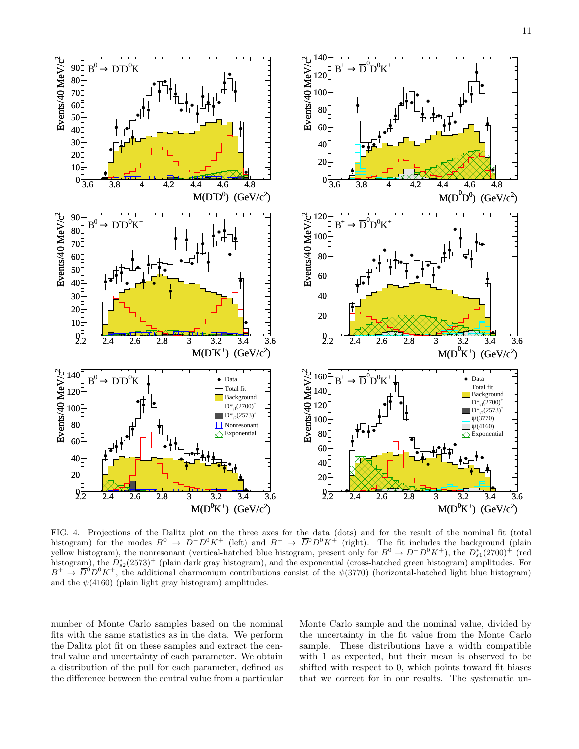FIG. 4. Projections of the Dalitz plot on the three axes for the data (dots) and for the result of the nominal fit (total histogram) for the modes $B^0 \rightarrow D^- D^0 K^+$ (left) and $B^+ \rightarrow \overline{D}^0 D^0 K^+$ (right). The fit includes the background (plain yellow histogram), the nonresonant (vertical-hatched blue histogram, present only for $B^0 \rightarrow D^- D^0 K^+$), the $D_{s1}^*(2700)^+$ (red histogram), the $D_{s2}^*(2573)^+$ (plain dark gray histogram), and the exponential (cross-hatched green histogram) amplitudes. For $B^+ \rightarrow \overline{D}^0 D^0 K^+$, the additional charmonium contributions consist of the $\psi(3770)$ (horizontal-hatched light blue histogram) and the $\psi(4160)$ (plain light gray histogram) amplitudes.

number of Monte Carlo samples based on the nominal fits with the same statistics as in the data. We perform the Dalitz plot fit on these samples and extract the central value and uncertainty of each parameter. We obtain a distribution of the pull for each parameter, defined as the difference between the central value from a particular Monte Carlo sample and the nominal value, divided by the uncertainty in the fit value from the Monte Carlo sample. These distributions have a width compatible with 1 as expected, but their mean is observed to be shifted with respect to 0, which points toward fit biases that we correct for in our results. The systematic un-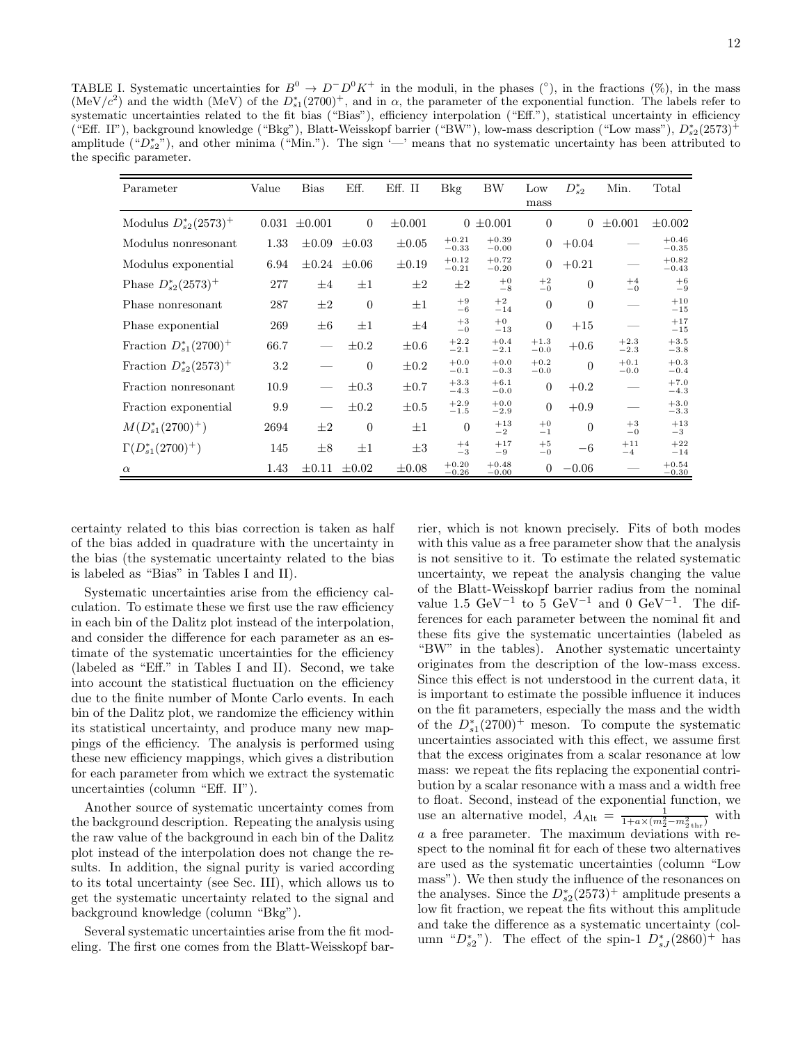TABLE I. Systematic uncertainties for $B^0 \to D^- D^0 K^+$ in the moduli, in the phases (°), in the fractions (%), in the mass (MeV/$c^2$) and the width (MeV) of the $D^*_{s1}(2700)^+$, and in $\alpha$, the parameter of the exponential function. The labels refer to systematic uncertainties related to the fit bias ("Bias"), efficiency interpolation ("Eff."), statistical uncertainty in efficiency ("Eff. II"), background knowledge ("Bkg"), Blatt-Weisskopf barrier ("BW"), low-mass description ("Low mass"), $D^*_{s2}(2573)^+$ amplitude ("$D^*_{s2}$"), and other minima ("Min."). The sign '—' means that no systematic uncertainty has been attributed to the specific parameter.

| Parameter | Value | Bias | Eff. | Eff. II | Bkg | BW | Low mass | $D^*_{s2}$ | Min. | Total |
|---|---|---|---|---|---|---|---|---|---|---|
| Modulus $D^*_{s2}(2573)^+$ | 0.031 | $\pm0.001$ | 0 | $\pm0.001$ | 0 | $\pm0.001$ | 0 | 0 | $\pm0.001$ | $\pm0.002$ |
| Modulus nonresonant | 1.33 | $\pm0.09$ | $\pm0.03$ | $\pm0.05$ | $^{+0.21}_{-0.33}$ | $^{+0.39}_{-0.00}$ | 0 | $+0.04$ | — | $^{+0.46}_{-0.35}$ |
| Modulus exponential | 6.94 | $\pm0.24$ | $\pm0.06$ | $\pm0.19$ | $^{+0.12}_{-0.21}$ | $^{+0.72}_{-0.20}$ | 0 | $+0.21$ | — | $^{+0.82}_{-0.43}$ |
| Phase $D^*_{s2}(2573)^+$ | 277 | $\pm4$ | $\pm1$ | $\pm2$ | $\pm2$ | $^{+0}_{-8}$ | $^{+2}_{-0}$ | 0 | $^{+4}_{-0}$ | $^{+6}_{-9}$ |
| Phase nonresonant | 287 | $\pm2$ | 0 | $\pm1$ | $^{+9}_{-6}$ | $^{+2}_{-14}$ | 0 | 0 | — | $^{+10}_{-15}$ |
| Phase exponential | 269 | $\pm6$ | $\pm1$ | $\pm4$ | $^{+3}_{-0}$ | $^{+0}_{-13}$ | 0 | $+15$ | — | $^{+17}_{-15}$ |
| Fraction $D^*_{s1}(2700)^+$ | 66.7 | — | $\pm0.2$ | $\pm0.6$ | $^{+2.2}_{-2.1}$ | $^{+0.4}_{-2.1}$ | $^{+1.3}_{-0.0}$ | $+0.6$ | $^{+2.3}_{-2.3}$ | $^{+3.5}_{-3.8}$ |
| Fraction $D^*_{s2}(2573)^+$ | 3.2 | — | 0 | $\pm0.2$ | $^{+0.0}_{-0.1}$ | $^{+0.0}_{-0.3}$ | $^{+0.2}_{-0.0}$ | 0 | $^{+0.1}_{-0.0}$ | $^{+0.3}_{-0.4}$ |
| Fraction nonresonant | 10.9 | — | $\pm0.3$ | $\pm0.7$ | $^{+3.3}_{-4.3}$ | $^{+6.1}_{-0.0}$ | 0 | $+0.2$ | — | $^{+7.0}_{-4.3}$ |
| Fraction exponential | 9.9 | — | $\pm0.2$ | $\pm0.5$ | $^{+2.9}_{-1.5}$ | $^{+0.0}_{-2.9}$ | 0 | $+0.9$ | — | $^{+3.0}_{-3.3}$ |
| $M(D^*_{s1}(2700)^+)$ | 2694 | $\pm2$ | 0 | $\pm1$ | 0 | $^{+13}_{-2}$ | $^{+0}_{-1}$ | 0 | $^{+3}_{-0}$ | $^{+13}_{-3}$ |
| $\Gamma(D^*_{s1}(2700)^+)$ | 145 | $\pm8$ | $\pm1$ | $\pm3$ | $^{+4}_{-3}$ | $^{+17}_{-9}$ | $^{+5}_{-0}$ | $-6$ | $^{+11}_{-4}$ | $^{+22}_{-14}$ |
| $\alpha$ | 1.43 | $\pm0.11$ | $\pm0.02$ | $\pm0.08$ | $^{+0.20}_{-0.26}$ | $^{+0.48}_{-0.00}$ | 0 | $-0.06$ | — | $^{+0.54}_{-0.30}$ |

certainty related to this bias correction is taken as half of the bias added in quadrature with the uncertainty in the bias (the systematic uncertainty related to the bias is labeled as "Bias" in Tables I and II).

Systematic uncertainties arise from the efficiency calculation. To estimate these we first use the raw efficiency in each bin of the Dalitz plot instead of the interpolation, and consider the difference for each parameter as an estimate of the systematic uncertainties for the efficiency (labeled as "Eff." in Tables I and II). Second, we take into account the statistical fluctuation on the efficiency due to the finite number of Monte Carlo events. In each bin of the Dalitz plot, we randomize the efficiency within its statistical uncertainty, and produce many new mappings of the efficiency. The analysis is performed using these new efficiency mappings, which gives a distribution for each parameter from which we extract the systematic uncertainties (column "Eff. II").

Another source of systematic uncertainty comes from the background description. Repeating the analysis using the raw value of the background in each bin of the Dalitz plot instead of the interpolation does not change the results. In addition, the signal purity is varied according to its total uncertainty (see Sec. III), which allows us to get the systematic uncertainty related to the signal and background knowledge (column "Bkg").

Several systematic uncertainties arise from the fit modeling. The first one comes from the Blatt-Weisskopf barrier, which is not known precisely. Fits of both modes with this value as a free parameter show that the analysis is not sensitive to it. To estimate the related systematic uncertainty, we repeat the analysis changing the value of the Blatt-Weisskopf barrier radius from the nominal value 1.5 GeV$^{-1}$ to 5 GeV$^{-1}$ and 0 GeV$^{-1}$. The differences for each parameter between the nominal fit and these fits give the systematic uncertainties (labeled as "BW" in the tables). Another systematic uncertainty originates from the description of the low-mass excess. Since this effect is not understood in the current data, it is important to estimate the possible influence it induces on the fit parameters, especially the mass and the width of the $D^*_{s1}(2700)^+$ meson. To compute the systematic uncertainties associated with this effect, we assume first that the excess originates from a scalar resonance at low mass: we repeat the fits replacing the exponential contribution by a scalar resonance with a mass and a width free to float. Second, instead of the exponential function, we use an alternative model, $A_{\rm Alt} = \frac{1}{1+a\times(m_2^2 - m_{2\,\rm thr}^2)}$ with $a$ a free parameter. The maximum deviations with respect to the nominal fit for each of these two alternatives are used as the systematic uncertainties (column "Low mass"). We then study the influence of the resonances on the analyses. Since the $D^*_{s2}(2573)^+$ amplitude presents a low fit fraction, we repeat the fits without this amplitude and take the difference as a systematic uncertainty (column "$D^*_{s2}$"). The effect of the spin-1 $D^*_{sJ}(2860)^+$ has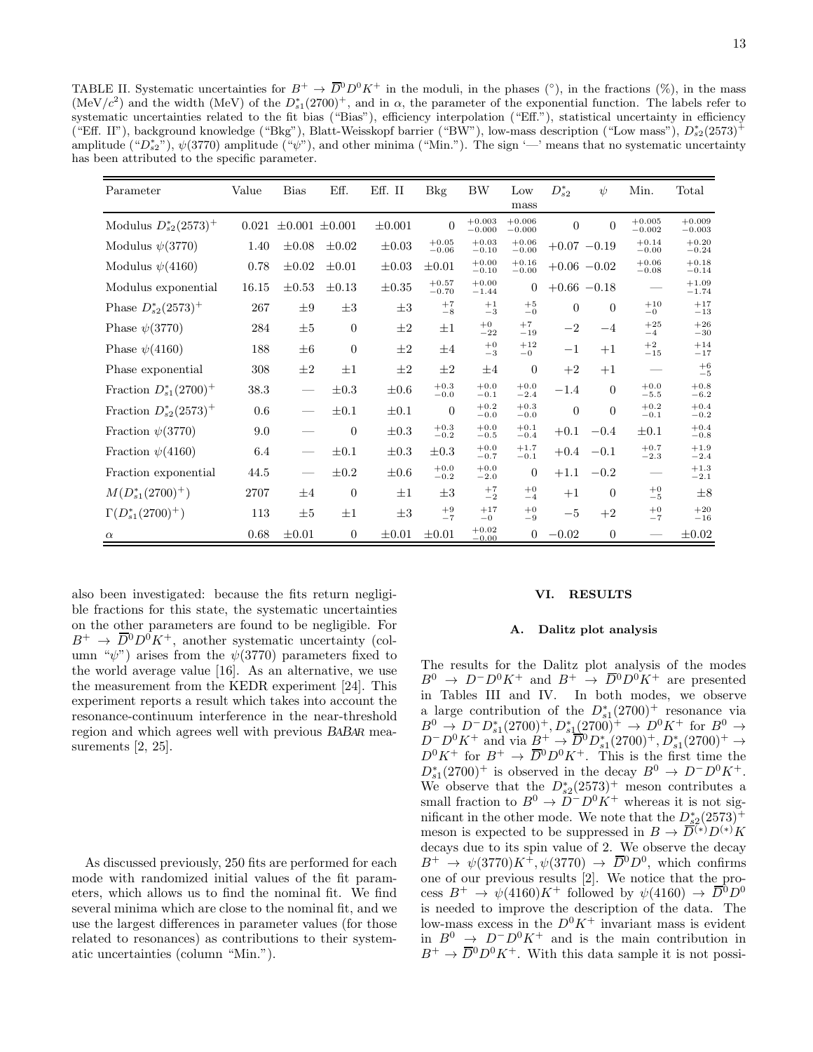TABLE II. Systematic uncertainties for $B^+ \to \overline{D}^0 D^0 K^+$ in the moduli, in the phases (°), in the fractions (%), in the mass (MeV/$c^2$) and the width (MeV) of the $D^*_{s1}(2700)^+$, and in $\alpha$, the parameter of the exponential function. The labels refer to systematic uncertainties related to the fit bias ("Bias"), efficiency interpolation ("Eff."), statistical uncertainty in efficiency ("Eff. II"), background knowledge ("Bkg"), Blatt-Weisskopf barrier ("BW"), low-mass description ("Low mass"), $D^*_{s2}(2573)^+$ amplitude ("$D^*_{s2}$"), $\psi(3770)$ amplitude ("$\psi$"), and other minima ("Min."). The sign '—' means that no systematic uncertainty has been attributed to the specific parameter.

| Parameter | Value | Bias | Eff. | Eff. II | Bkg | BW | Low mass | $D^*_{s2}$ | $\psi$ | Min. | Total |
|---|---|---|---|---|---|---|---|---|---|---|---|
| Modulus $D^*_{s2}(2573)^+$ | 0.021 | $\pm0.001$ | $\pm0.001$ | $\pm0.001$ | 0 | $^{+0.003}_{-0.000}$ | $^{+0.006}_{-0.000}$ | 0 | 0 | $^{+0.005}_{-0.002}$ | $^{+0.009}_{-0.003}$ |
| Modulus $\psi(3770)$ | 1.40 | $\pm0.08$ | $\pm0.02$ | $\pm0.03$ | $^{+0.05}_{-0.06}$ | $^{+0.03}_{-0.10}$ | $^{+0.06}_{-0.00}$ | $+0.07$ | $-0.19$ | $^{+0.14}_{-0.00}$ | $^{+0.20}_{-0.24}$ |
| Modulus $\psi(4160)$ | 0.78 | $\pm0.02$ | $\pm0.01$ | $\pm0.03$ | $\pm0.01$ | $^{+0.00}_{-0.10}$ | $^{+0.16}_{-0.00}$ | $+0.06$ | $-0.02$ | $^{+0.06}_{-0.08}$ | $^{+0.18}_{-0.14}$ |
| Modulus exponential | 16.15 | $\pm0.53$ | $\pm0.13$ | $\pm0.35$ | $^{+0.57}_{-0.70}$ | $^{+0.00}_{-1.44}$ | 0 | $+0.66$ | $-0.18$ | — | $^{+1.09}_{-1.74}$ |
| Phase $D^*_{s2}(2573)^+$ | 267 | $\pm9$ | $\pm3$ | $\pm3$ | $^{+7}_{-8}$ | $^{+1}_{-3}$ | $^{+5}_{-0}$ | 0 | 0 | $^{+10}_{-0}$ | $^{+17}_{-13}$ |
| Phase $\psi(3770)$ | 284 | $\pm5$ | 0 | $\pm2$ | $\pm1$ | $^{+0}_{-22}$ | $^{+7}_{-19}$ | $-2$ | $-4$ | $^{+25}_{-4}$ | $^{+26}_{-30}$ |
| Phase $\psi(4160)$ | 188 | $\pm6$ | 0 | $\pm2$ | $\pm4$ | $^{+0}_{-3}$ | $^{+12}_{-0}$ | $-1$ | $+1$ | $^{+2}_{-15}$ | $^{+14}_{-17}$ |
| Phase exponential | 308 | $\pm2$ | $\pm1$ | $\pm2$ | $\pm2$ | $\pm4$ | 0 | $+2$ | $+1$ | — | $^{+6}_{-5}$ |
| Fraction $D^*_{s1}(2700)^+$ | 38.3 | — | $\pm0.3$ | $\pm0.6$ | $^{+0.3}_{-0.0}$ | $^{+0.0}_{-0.1}$ | $^{+0.0}_{-2.4}$ | $-1.4$ | 0 | $^{+0.0}_{-5.5}$ | $^{+0.8}_{-6.2}$ |
| Fraction $D^*_{s2}(2573)^+$ | 0.6 | — | $\pm0.1$ | $\pm0.1$ | 0 | $^{+0.2}_{-0.0}$ | $^{+0.3}_{-0.0}$ | 0 | 0 | $^{+0.2}_{-0.1}$ | $^{+0.4}_{-0.2}$ |
| Fraction $\psi(3770)$ | 9.0 | — | 0 | $\pm0.3$ | $^{+0.3}_{-0.2}$ | $^{+0.0}_{-0.5}$ | $^{+0.1}_{-0.4}$ | $+0.1$ | $-0.4$ | $\pm0.1$ | $^{+0.4}_{-0.8}$ |
| Fraction $\psi(4160)$ | 6.4 | — | $\pm0.1$ | $\pm0.3$ | $\pm0.3$ | $^{+0.0}_{-0.7}$ | $^{+1.7}_{-0.1}$ | $+0.4$ | $-0.1$ | $^{+0.7}_{-2.3}$ | $^{+1.9}_{-2.4}$ |
| Fraction exponential | 44.5 | — | $\pm0.2$ | $\pm0.6$ | $^{+0.0}_{-0.2}$ | $^{+0.0}_{-2.0}$ | 0 | $+1.1$ | $-0.2$ | — | $^{+1.3}_{-2.1}$ |
| $M(D^*_{s1}(2700)^+)$ | 2707 | $\pm4$ | 0 | $\pm1$ | $\pm3$ | $^{+7}_{-2}$ | $^{+0}_{-4}$ | $+1$ | 0 | $^{+0}_{-5}$ | $\pm8$ |
| $\Gamma(D^*_{s1}(2700)^+)$ | 113 | $\pm5$ | $\pm1$ | $\pm3$ | $^{+9}_{-7}$ | $^{+17}_{-0}$ | $^{+0}_{-9}$ | $-5$ | $+2$ | $^{+0}_{-7}$ | $^{+20}_{-16}$ |
| $\alpha$ | 0.68 | $\pm0.01$ | 0 | $\pm0.01$ | $\pm0.01$ | $^{+0.02}_{-0.00}$ | 0 | $-0.02$ | 0 | — | $\pm0.02$ |

also been investigated: because the fits return negligible fractions for this state, the systematic uncertainties on the other parameters are found to be negligible. For $B^+ \to \overline{D}^0 D^0 K^+$, another systematic uncertainty (column "$\psi$") arises from the $\psi(3770)$ parameters fixed to the world average value [16]. As an alternative, we use the measurement from the KEDR experiment [24]. This experiment reports a result which takes into account the resonance-continuum interference in the near-threshold region and which agrees well with previous *BABAR* measurements [2, 25].

As discussed previously, 250 fits are performed for each mode with randomized initial values of the fit parameters, which allows us to find the nominal fit. We find several minima which are close to the nominal fit, and we use the largest differences in parameter values (for those related to resonances) as contributions to their systematic uncertainties (column "Min.").

## VI. RESULTS

### A. Dalitz plot analysis

The results for the Dalitz plot analysis of the modes $B^0 \to D^- D^0 K^+$ and $B^+ \to \overline{D}^0 D^0 K^+$ are presented in Tables III and IV. In both modes, we observe a large contribution of the $D^*_{s1}(2700)^+$ resonance via $B^0 \to D^- D^*_{s1}(2700)^+, D^*_{s1}(2700)^+ \to D^0 K^+$ for $B^0 \to D^- D^0 K^+$ and via $B^+ \to \overline{D}^0 D^*_{s1}(2700)^+, D^*_{s1}(2700)^+ \to D^0 K^+$ for $B^+ \to \overline{D}^0 D^0 K^+$. This is the first time the $D^*_{s1}(2700)^+$ is observed in the decay $B^0 \to D^- D^0 K^+$. We observe that the $D^*_{s2}(2573)^+$ meson contributes a small fraction to $B^0 \to D^- D^0 K^+$ whereas it is not significant in the other mode. We note that the $D^*_{s2}(2573)^+$ meson is expected to be suppressed in $B \to \overline{D}^{(*)} D^{(*)} K$ decays due to its spin value of 2. We observe the decay $B^+ \to \psi(3770) K^+, \psi(3770) \to \overline{D}^0 D^0$, which confirms one of our previous results [2]. We notice that the process $B^+ \to \psi(4160) K^+$ followed by $\psi(4160) \to \overline{D}^0 D^0$ is needed to improve the description of the data. The low-mass excess in the $D^0 K^+$ invariant mass is evident in $B^0 \to D^- D^0 K^+$ and is the main contribution in $B^+ \to \overline{D}^0 D^0 K^+$. With this data sample it is not possi-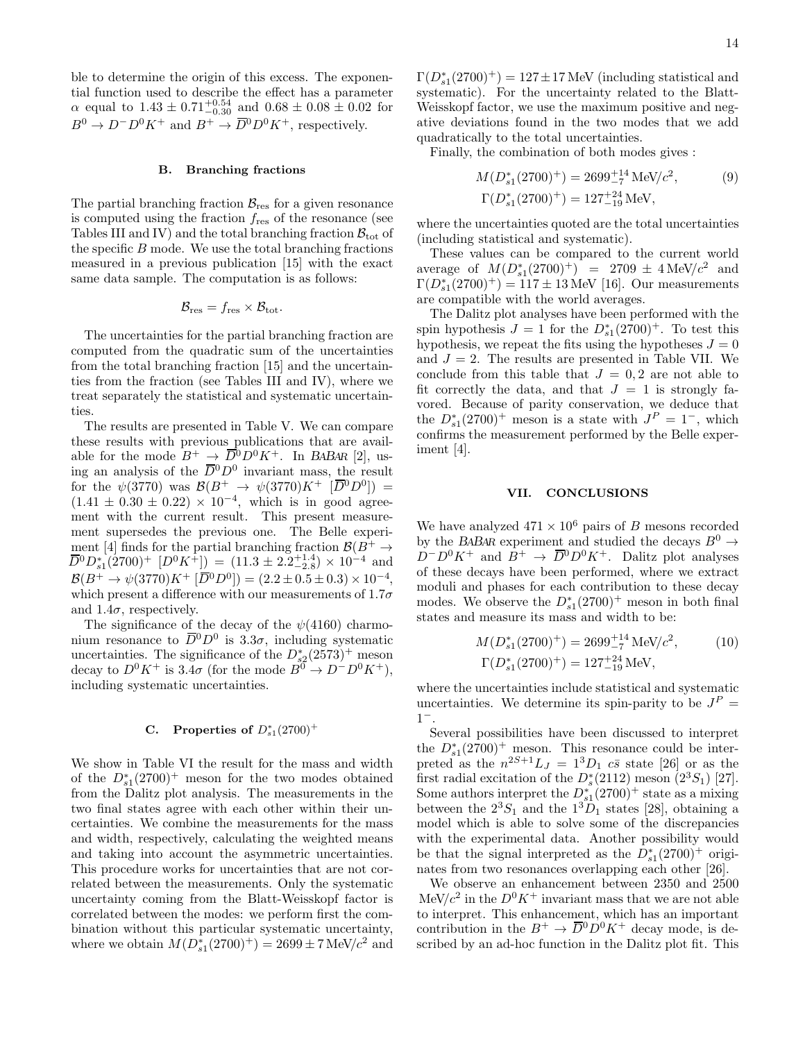ble to determine the origin of this excess. The exponential function used to describe the effect has a parameter $\alpha$ equal to $1.43 \pm 0.71^{+0.54}_{-0.30}$ and $0.68 \pm 0.08 \pm 0.02$ for $B^0 \to D^- D^0 K^+$ and $B^+ \to \overline{D}^0 D^0 K^+$, respectively.

### B. Branching fractions

The partial branching fraction $\mathcal{B}_{\rm res}$ for a given resonance is computed using the fraction $f_{\rm res}$ of the resonance (see Tables III and IV) and the total branching fraction $\mathcal{B}_{\rm tot}$ of the specific $B$ mode. We use the total branching fractions measured in a previous publication [15] with the exact same data sample. The computation is as follows:

$$\mathcal{B}_{\rm res} = f_{\rm res} \times \mathcal{B}_{\rm tot}.$$

The uncertainties for the partial branching fraction are computed from the quadratic sum of the uncertainties from the total branching fraction [15] and the uncertainties from the fraction (see Tables III and IV), where we treat separately the statistical and systematic uncertainties.

The results are presented in Table V. We can compare these results with previous publications that are available for the mode $B^+ \to \overline{D}^0 D^0 K^+$. In BABAR [2], using an analysis of the $\overline{D}^0 D^0$ invariant mass, the result for the $\psi(3770)$ was $\mathcal{B}(B^+ \to \psi(3770) K^+ \ [\overline{D}^0 D^0]) = (1.41 \pm 0.30 \pm 0.22) \times 10^{-4}$, which is in good agreement with the current result. This present measurement supersedes the previous one. The Belle experiment [4] finds for the partial branching fraction $\mathcal{B}(B^+ \to \overline{D}^0 D^*_{s1}(2700)^+ \ [D^0 K^+]) = (11.3 \pm 2.2^{+1.4}_{-2.8}) \times 10^{-4}$ and $\mathcal{B}(B^+ \to \psi(3770) K^+ [\overline{D}^0 D^0]) = (2.2 \pm 0.5 \pm 0.3) \times 10^{-4}$, which present a difference with our measurements of $1.7\sigma$ and $1.4\sigma$, respectively.

The significance of the decay of the $\psi(4160)$ charmonium resonance to $\overline{D}^0 D^0$ is $3.3\sigma$, including systematic uncertainties. The significance of the $D^*_{s2}(2573)^+$ meson decay to $D^0 K^+$ is $3.4\sigma$ (for the mode $B^0 \to D^- D^0 K^+$), including systematic uncertainties.

### C. Properties of $D^*_{s1}(2700)^+$

We show in Table VI the result for the mass and width of the $D^*_{s1}(2700)^+$ meson for the two modes obtained from the Dalitz plot analysis. The measurements in the two final states agree with each other within their uncertainties. We combine the measurements for the mass and width, respectively, calculating the weighted means and taking into account the asymmetric uncertainties. This procedure works for uncertainties that are not correlated between the measurements. Only the systematic uncertainty coming from the Blatt-Weisskopf factor is correlated between the modes: we perform first the combination without this particular systematic uncertainty, where we obtain $M(D^*_{s1}(2700)^+) = 2699 \pm 7\,\mathrm{MeV}/c^2$ and $\Gamma(D^*_{s1}(2700)^+) = 127 \pm 17\,\mathrm{MeV}$ (including statistical and systematic). For the uncertainty related to the Blatt-Weisskopf factor, we use the maximum positive and negative deviations found in the two modes that we add quadratically to the total uncertainties.

Finally, the combination of both modes gives :

$$M(D^*_{s1}(2700)^+) = 2699^{+14}_{-7}\,\mathrm{MeV}/c^2, \qquad (9)$$
$$\Gamma(D^*_{s1}(2700)^+) = 127^{+24}_{-19}\,\mathrm{MeV},$$

where the uncertainties quoted are the total uncertainties (including statistical and systematic).

These values can be compared to the current world average of $M(D^*_{s1}(2700)^+) = 2709 \pm 4\,\mathrm{MeV}/c^2$ and $\Gamma(D^*_{s1}(2700)^+) = 117 \pm 13\,\mathrm{MeV}$ [16]. Our measurements are compatible with the world averages.

The Dalitz plot analyses have been performed with the spin hypothesis $J = 1$ for the $D^*_{s1}(2700)^+$. To test this hypothesis, we repeat the fits using the hypotheses $J = 0$ and $J = 2$. The results are presented in Table VII. We conclude from this table that $J = 0, 2$ are not able to fit correctly the data, and that $J = 1$ is strongly favored. Because of parity conservation, we deduce that the $D^*_{s1}(2700)^+$ meson is a state with $J^P = 1^-$, which confirms the measurement performed by the Belle experiment [4].

## VII. CONCLUSIONS

We have analyzed $471 \times 10^6$ pairs of $B$ mesons recorded by the BABAR experiment and studied the decays $B^0 \to D^- D^0 K^+$ and $B^+ \to \overline{D}^0 D^0 K^+$. Dalitz plot analyses of these decays have been performed, where we extract moduli and phases for each contribution to these decay modes. We observe the $D^*_{s1}(2700)^+$ meson in both final states and measure its mass and width to be:

$$M(D^*_{s1}(2700)^+) = 2699^{+14}_{-7}\,\mathrm{MeV}/c^2, \qquad (10)$$
$$\Gamma(D^*_{s1}(2700)^+) = 127^{+24}_{-19}\,\mathrm{MeV},$$

where the uncertainties include statistical and systematic uncertainties. We determine its spin-parity to be $J^P = 1^-$.

Several possibilities have been discussed to interpret the $D^*_{s1}(2700)^+$ meson. This resonance could be interpreted as the $n^{2S+1}L_J = 1^3D_1$ $c\bar{s}$ state [26] or as the first radial excitation of the $D^*_s(2112)$ meson ($2^3S_1$) [27]. Some authors interpret the $D^*_{s1}(2700)^+$ state as a mixing between the $2^3S_1$ and the $1^3D_1$ states [28], obtaining a model which is able to solve some of the discrepancies with the experimental data. Another possibility would be that the signal interpreted as the $D^*_{s1}(2700)^+$ originates from two resonances overlapping each other [26].

We observe an enhancement between 2350 and 2500 $\mathrm{MeV}/c^2$ in the $D^0 K^+$ invariant mass that we are not able to interpret. This enhancement, which has an important contribution in the $B^+ \to \overline{D}^0 D^0 K^+$ decay mode, is described by an ad-hoc function in the Dalitz plot fit. This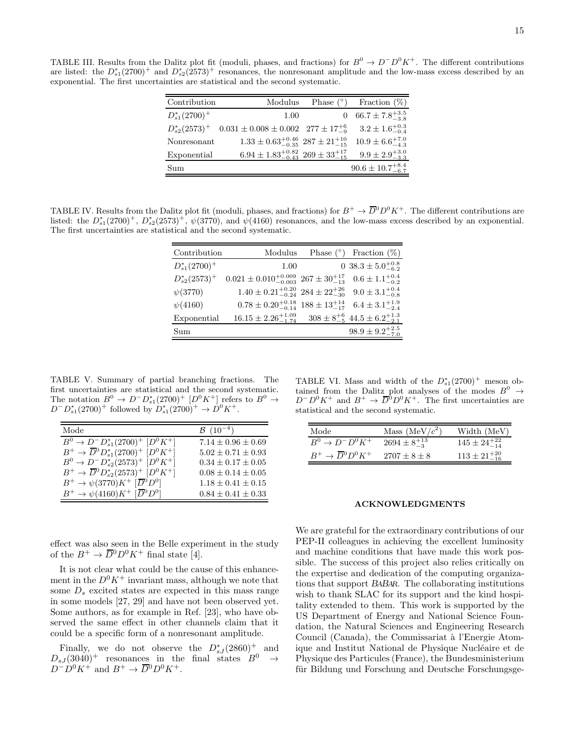TABLE III. Results from the Dalitz plot fit (moduli, phases, and fractions) for $B^0 \to D^- D^0 K^+$. The different contributions are listed: the $D_{s1}^*(2700)^+$ and $D_{s2}^*(2573)^+$ resonances, the nonresonant amplitude and the low-mass excess described by an exponential. The first uncertainties are statistical and the second systematic.

| Contribution | Modulus | Phase (°) | Fraction (%) |
|---|---|---|---|
| $D_{s1}^*(2700)^+$ | 1.00 | 0 | $66.7 \pm 7.8^{+3.5}_{-3.8}$ |
| $D_{s2}^*(2573)^+$ | $0.031 \pm 0.008 \pm 0.002$ | $277 \pm 17^{+6}_{-9}$ | $3.2 \pm 1.6^{+0.3}_{-0.4}$ |
| Nonresonant | $1.33 \pm 0.63^{+0.46}_{-0.35}$ | $287 \pm 21^{+10}_{-15}$ | $10.9 \pm 6.6^{+7.0}_{-4.3}$ |
| Exponential | $6.94 \pm 1.83^{+0.82}_{-0.43}$ | $269 \pm 33^{+17}_{-15}$ | $9.9 \pm 2.9^{+3.0}_{-3.3}$ |
| Sum | | | $90.6 \pm 10.7^{+8.4}_{-6.7}$ |

TABLE IV. Results from the Dalitz plot fit (moduli, phases, and fractions) for $B^+ \to \overline{D}^0 D^0 K^+$. The different contributions are listed: the $D_{s1}^*(2700)^+$, $D_{s2}^*(2573)^+$, $\psi(3770)$, and $\psi(4160)$ resonances, and the low-mass excess described by an exponential. The first uncertainties are statistical and the second systematic.

| Contribution | Modulus | Phase (°) | Fraction (%) |
|---|---|---|---|
| $D_{s1}^*(2700)^+$ | 1.00 | 0 | $38.3 \pm 5.0^{+0.8}_{-6.2}$ |
| $D_{s2}^*(2573)^+$ | $0.021 \pm 0.010^{+0.009}_{-0.003}$ | $267 \pm 30^{+17}_{-13}$ | $0.6 \pm 1.1^{+0.4}_{-0.2}$ |
| $\psi(3770)$ | $1.40 \pm 0.21^{+0.20}_{-0.24}$ | $284 \pm 22^{+26}_{-30}$ | $9.0 \pm 3.1^{+0.4}_{-0.8}$ |
| $\psi(4160)$ | $0.78 \pm 0.20^{+0.18}_{-0.14}$ | $188 \pm 13^{+14}_{-17}$ | $6.4 \pm 3.1^{+1.9}_{-2.4}$ |
| Exponential | $16.15 \pm 2.26^{+1.09}_{-1.74}$ | $308 \pm 8^{+6}_{-5}$ | $44.5 \pm 6.2^{+1.3}_{-2.1}$ |
| Sum | | | $98.9 \pm 9.2^{+2.5}_{-7.0}$ |

TABLE V. Summary of partial branching fractions. The first uncertainties are statistical and the second systematic. The notation $B^0 \to D^- D_{s1}^*(2700)^+ \, [D^0 K^+]$ refers to $B^0 \to D^- D_{s1}^*(2700)^+$ followed by $D_{s1}^*(2700)^+ \to D^0 K^+$.

| Mode | $\mathcal{B}$ $(10^{-4})$ |
|---|---|
| $B^0 \to D^- D_{s1}^*(2700)^+ \, [D^0 K^+]$ | $7.14 \pm 0.96 \pm 0.69$ |
| $B^+ \to \overline{D}^0 D_{s1}^*(2700)^+ \, [D^0 K^+]$ | $5.02 \pm 0.71 \pm 0.93$ |
| $B^0 \to D^- D_{s2}^*(2573)^+ \, [D^0 K^+]$ | $0.34 \pm 0.17 \pm 0.05$ |
| $B^+ \to \overline{D}^0 D_{s2}^*(2573)^+ \, [D^0 K^+]$ | $0.08 \pm 0.14 \pm 0.05$ |
| $B^+ \to \psi(3770) K^+ \, [\overline{D}^0 D^0]$ | $1.18 \pm 0.41 \pm 0.15$ |
| $B^+ \to \psi(4160) K^+ \, [\overline{D}^0 D^0]$ | $0.84 \pm 0.41 \pm 0.33$ |

effect was also seen in the Belle experiment in the study of the $B^+ \to \overline{D}^0 D^0 K^+$ final state [4].

It is not clear what could be the cause of this enhancement in the $D^0 K^+$ invariant mass, although we note that some $D_s$ excited states are expected in this mass range in some models [27, 29] and have not been observed yet. Some authors, as for example in Ref. [23], who have observed the same effect in other channels claim that it could be a specific form of a nonresonant amplitude.

Finally, we do not observe the $D_{sJ}^*(2860)^+$ and $D_{sJ}(3040)^+$ resonances in the final states $B^0 \to D^- D^0 K^+$ and $B^+ \to \overline{D}^0 D^0 K^+$.

TABLE VI. Mass and width of the $D_{s1}^*(2700)^+$ meson obtained from the Dalitz plot analyses of the modes $B^0 \to D^- D^0 K^+$ and $B^+ \to \overline{D}^0 D^0 K^+$. The first uncertainties are statistical and the second systematic.

| Mode | Mass (MeV/$c^2$) | Width (MeV) |
|---|---|---|
| $B^0 \to D^- D^0 K^+$ | $2694 \pm 8^{+13}_{-3}$ | $145 \pm 24^{+22}_{-14}$ |
| $B^+ \to \overline{D}^0 D^0 K^+$ | $2707 \pm 8 \pm 8$ | $113 \pm 21^{+20}_{-16}$ |

## ACKNOWLEDGMENTS

We are grateful for the extraordinary contributions of our PEP-II colleagues in achieving the excellent luminosity and machine conditions that have made this work possible. The success of this project also relies critically on the expertise and dedication of the computing organizations that support *BABAR*. The collaborating institutions wish to thank SLAC for its support and the kind hospitality extended to them. This work is supported by the US Department of Energy and National Science Foundation, the Natural Sciences and Engineering Research Council (Canada), the Commissariat à l'Energie Atomique and Institut National de Physique Nucléaire et de Physique des Particules (France), the Bundesministerium für Bildung und Forschung and Deutsche Forschungsge-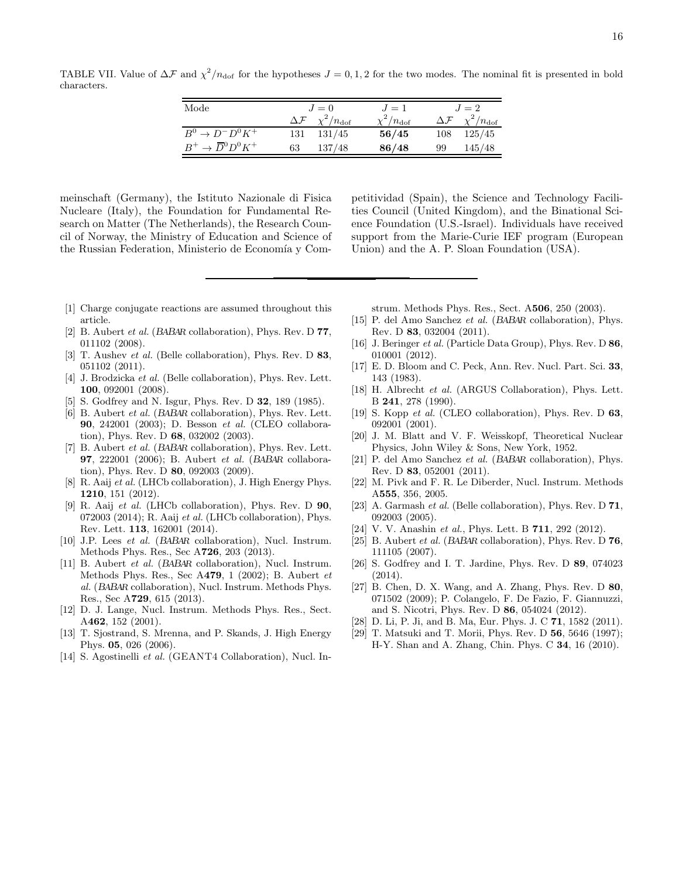TABLE VII. Value of $\Delta\mathcal{F}$ and $\chi^2/n_{\rm dof}$ for the hypotheses $J = 0, 1, 2$ for the two modes. The nominal fit is presented in bold characters.

| Mode | $J=0$ | | $J=1$ | $J=2$ | |
|---|---|---|---|---|---|
| | $\Delta\mathcal{F}$ | $\chi^2/n_{\rm dof}$ | $\chi^2/n_{\rm dof}$ | $\Delta\mathcal{F}$ | $\chi^2/n_{\rm dof}$ |
| $B^0 \to D^- D^0 K^+$ | 131 | 131/45 | **56/45** | 108 | 125/45 |
| $B^+ \to \overline{D}^0 D^0 K^+$ | 63 | 137/48 | **86/48** | 99 | 145/48 |

meinschaft (Germany), the Istituto Nazionale di Fisica Nucleare (Italy), the Foundation for Fundamental Research on Matter (The Netherlands), the Research Council of Norway, the Ministry of Education and Science of the Russian Federation, Ministerio de Economía y Competitividad (Spain), the Science and Technology Facilities Council (United Kingdom), and the Binational Science Foundation (U.S.-Israel). Individuals have received support from the Marie-Curie IEF program (European Union) and the A. P. Sloan Foundation (USA).

---

[1] Charge conjugate reactions are assumed throughout this article.

[2] B. Aubert *et al.* (*BABAR* collaboration), Phys. Rev. D **77**, 011102 (2008).

[3] T. Aushev *et al.* (Belle collaboration), Phys. Rev. D **83**, 051102 (2011).

[4] J. Brodzicka *et al.* (Belle collaboration), Phys. Rev. Lett. **100**, 092001 (2008).

[5] S. Godfrey and N. Isgur, Phys. Rev. D **32**, 189 (1985).

[6] B. Aubert *et al.* (*BABAR* collaboration), Phys. Rev. Lett. **90**, 242001 (2003); D. Besson *et al.* (CLEO collaboration), Phys. Rev. D **68**, 032002 (2003).

[7] B. Aubert *et al.* (*BABAR* collaboration), Phys. Rev. Lett. **97**, 222001 (2006); B. Aubert *et al.* (*BABAR* collaboration), Phys. Rev. D **80**, 092003 (2009).

[8] R. Aaij *et al.* (LHCb collaboration), J. High Energy Phys. **1210**, 151 (2012).

[9] R. Aaij *et al.* (LHCb collaboration), Phys. Rev. D **90**, 072003 (2014); R. Aaij *et al.* (LHCb collaboration), Phys. Rev. Lett. **113**, 162001 (2014).

[10] J.P. Lees *et al.* (*BABAR* collaboration), Nucl. Instrum. Methods Phys. Res., Sec A**726**, 203 (2013).

[11] B. Aubert *et al.* (*BABAR* collaboration), Nucl. Instrum. Methods Phys. Res., Sec A**479**, 1 (2002); B. Aubert *et al.* (*BABAR* collaboration), Nucl. Instrum. Methods Phys. Res., Sec A**729**, 615 (2013).

[12] D. J. Lange, Nucl. Instrum. Methods Phys. Res., Sect. A**462**, 152 (2001).

[13] T. Sjostrand, S. Mrenna, and P. Skands, J. High Energy Phys. **05**, 026 (2006).

[14] S. Agostinelli *et al.* (GEANT4 Collaboration), Nucl. Instrum. Methods Phys. Res., Sect. A**506**, 250 (2003).

[15] P. del Amo Sanchez *et al.* (*BABAR* collaboration), Phys. Rev. D **83**, 032004 (2011).

[16] J. Beringer *et al.* (Particle Data Group), Phys. Rev. D **86**, 010001 (2012).

[17] E. D. Bloom and C. Peck, Ann. Rev. Nucl. Part. Sci. **33**, 143 (1983).

[18] H. Albrecht *et al.* (ARGUS Collaboration), Phys. Lett. B **241**, 278 (1990).

[19] S. Kopp *et al.* (CLEO collaboration), Phys. Rev. D **63**, 092001 (2001).

[20] J. M. Blatt and V. F. Weisskopf, Theoretical Nuclear Physics, John Wiley & Sons, New York, 1952.

[21] P. del Amo Sanchez *et al.* (*BABAR* collaboration), Phys. Rev. D **83**, 052001 (2011).

[22] M. Pivk and F. R. Le Diberder, Nucl. Instrum. Methods A**555**, 356, 2005.

[23] A. Garmash *et al.* (Belle collaboration), Phys. Rev. D **71**, 092003 (2005).

[24] V. V. Anashin *et al.*, Phys. Lett. B **711**, 292 (2012).

[25] B. Aubert *et al.* (*BABAR* collaboration), Phys. Rev. D **76**, 111105 (2007).

[26] S. Godfrey and I. T. Jardine, Phys. Rev. D **89**, 074023 (2014).

[27] B. Chen, D. X. Wang, and A. Zhang, Phys. Rev. D **80**, 071502 (2009); P. Colangelo, F. De Fazio, F. Giannuzzi, and S. Nicotri, Phys. Rev. D **86**, 054024 (2012).

[28] D. Li, P. Ji, and B. Ma, Eur. Phys. J. C **71**, 1582 (2011).

[29] T. Matsuki and T. Morii, Phys. Rev. D **56**, 5646 (1997); H-Y. Shan and A. Zhang, Chin. Phys. C **34**, 16 (2010).